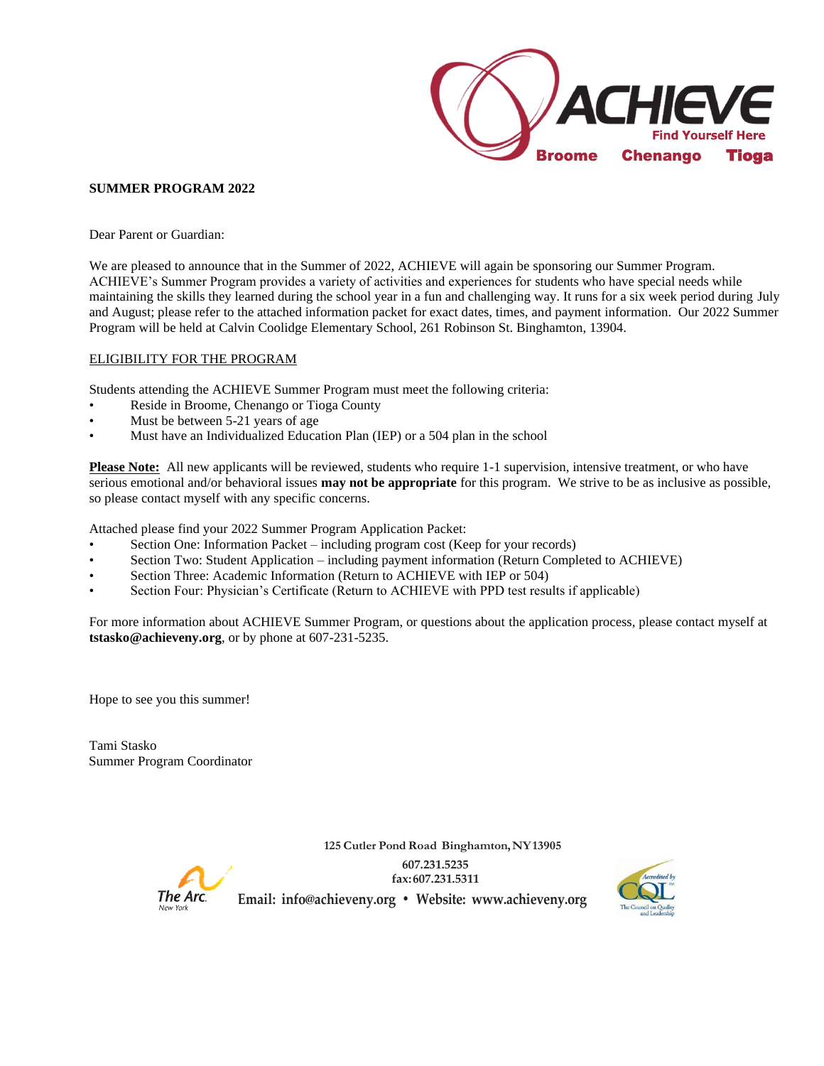ACHIEVE
Find Yourself Here
Broome Chenango Tioga

**SUMMER PROGRAM 2022**

Dear Parent or Guardian:

We are pleased to announce that in the Summer of 2022, ACHIEVE will again be sponsoring our Summer Program. ACHIEVE's Summer Program provides a variety of activities and experiences for students who have special needs while maintaining the skills they learned during the school year in a fun and challenging way. It runs for a six week period during July and August; please refer to the attached information packet for exact dates, times, and payment information. Our 2022 Summer Program will be held at Calvin Coolidge Elementary School, 261 Robinson St. Binghamton, 13904.

ELIGIBILITY FOR THE PROGRAM

Students attending the ACHIEVE Summer Program must meet the following criteria:

- Reside in Broome, Chenango or Tioga County
- Must be between 5-21 years of age
- Must have an Individualized Education Plan (IEP) or a 504 plan in the school

**Please Note:** All new applicants will be reviewed, students who require 1-1 supervision, intensive treatment, or who have serious emotional and/or behavioral issues **may not be appropriate** for this program. We strive to be as inclusive as possible, so please contact myself with any specific concerns.

Attached please find your 2022 Summer Program Application Packet:

- Section One: Information Packet – including program cost (Keep for your records)
- Section Two: Student Application – including payment information (Return Completed to ACHIEVE)
- Section Three: Academic Information (Return to ACHIEVE with IEP or 504)
- Section Four: Physician's Certificate (Return to ACHIEVE with PPD test results if applicable)

For more information about ACHIEVE Summer Program, or questions about the application process, please contact myself at **tstasko@achieveny.org**, or by phone at 607-231-5235.

Hope to see you this summer!

Tami Stasko
Summer Program Coordinator

125 Cutler Pond Road Binghamton, NY 13905
607.231.5235
fax: 607.231.5311
Email: info@achieveny.org • Website: www.achieveny.org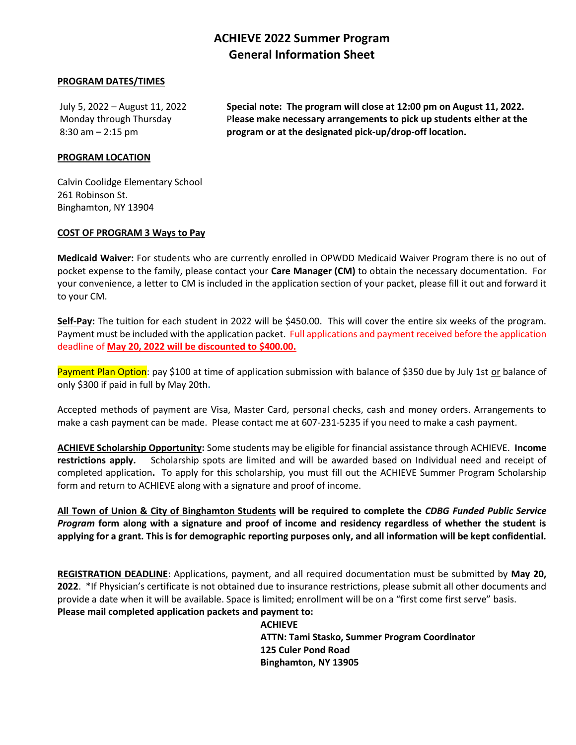# ACHIEVE 2022 Summer Program
# General Information Sheet

**PROGRAM DATES/TIMES**

July 5, 2022 – August 11, 2022
Monday through Thursday
8:30 am – 2:15 pm

**Special note: The program will close at 12:00 pm on August 11, 2022. Please make necessary arrangements to pick up students either at the program or at the designated pick-up/drop-off location.**

**PROGRAM LOCATION**

Calvin Coolidge Elementary School
261 Robinson St.
Binghamton, NY 13904

**COST OF PROGRAM 3 Ways to Pay**

**Medicaid Waiver:** For students who are currently enrolled in OPWDD Medicaid Waiver Program there is no out of pocket expense to the family, please contact your **Care Manager (CM)** to obtain the necessary documentation. For your convenience, a letter to CM is included in the application section of your packet, please fill it out and forward it to your CM.

**Self-Pay:** The tuition for each student in 2022 will be $450.00. This will cover the entire six weeks of the program. Payment must be included with the application packet. Full applications and payment received before the application deadline of **May 20, 2022 will be discounted to $400.00.**

Payment Plan Option: pay $100 at time of application submission with balance of $350 due by July 1st or balance of only $300 if paid in full by May 20th.

Accepted methods of payment are Visa, Master Card, personal checks, cash and money orders. Arrangements to make a cash payment can be made. Please contact me at 607-231-5235 if you need to make a cash payment.

**ACHIEVE Scholarship Opportunity:** Some students may be eligible for financial assistance through ACHIEVE. **Income restrictions apply.** Scholarship spots are limited and will be awarded based on Individual need and receipt of completed application**.** To apply for this scholarship, you must fill out the ACHIEVE Summer Program Scholarship form and return to ACHIEVE along with a signature and proof of income.

**All Town of Union & City of Binghamton Students will be required to complete the *CDBG Funded Public Service Program* form along with a signature and proof of income and residency regardless of whether the student is applying for a grant. This is for demographic reporting purposes only, and all information will be kept confidential.**

**REGISTRATION DEADLINE**: Applications, payment, and all required documentation must be submitted by **May 20, 2022**. *If Physician's certificate is not obtained due to insurance restrictions, please submit all other documents and provide a date when it will be available. Space is limited; enrollment will be on a "first come first serve" basis.
**Please mail completed application packets and payment to:**

**ACHIEVE**
**ATTN: Tami Stasko, Summer Program Coordinator**
**125 Culer Pond Road**
**Binghamton, NY 13905**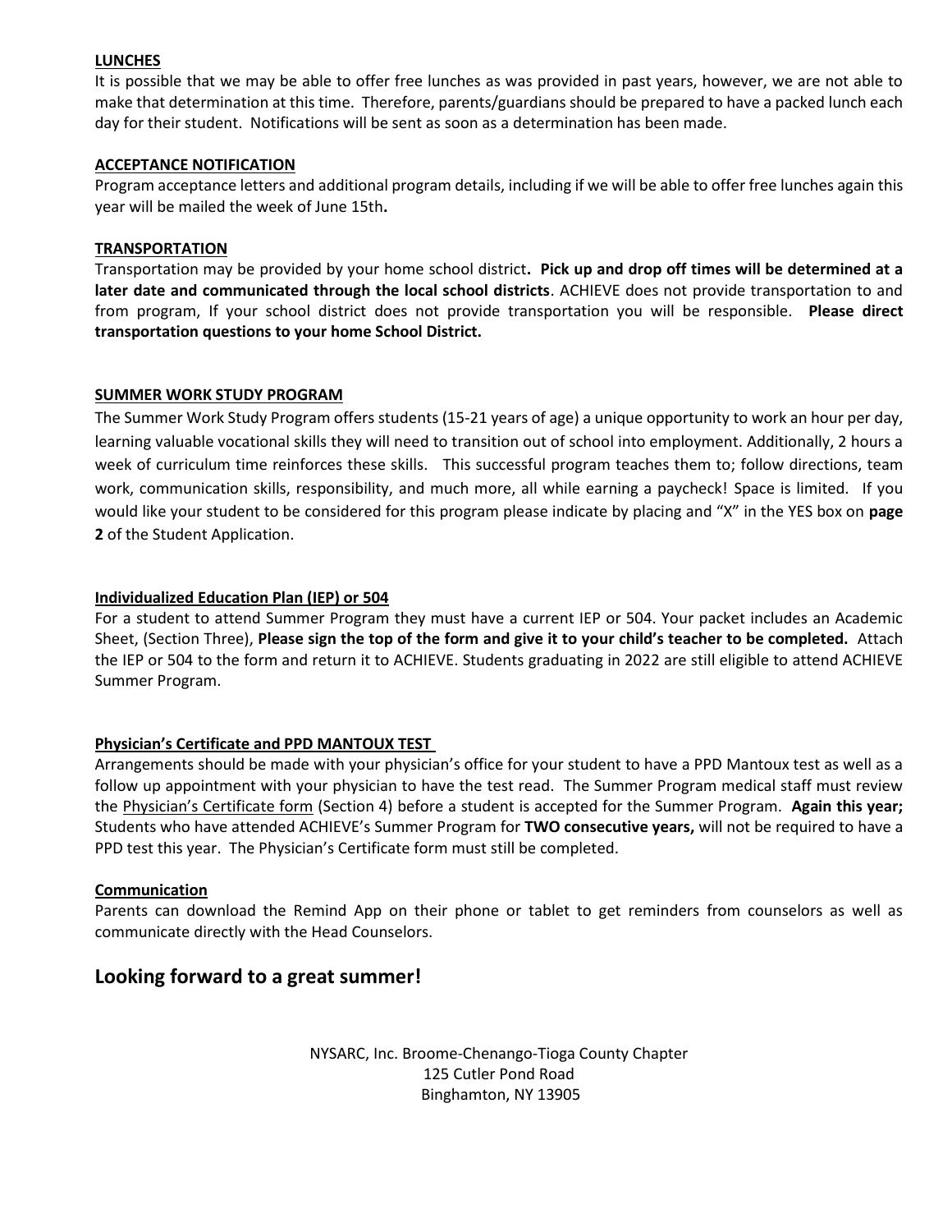**LUNCHES**

It is possible that we may be able to offer free lunches as was provided in past years, however, we are not able to make that determination at this time. Therefore, parents/guardians should be prepared to have a packed lunch each day for their student. Notifications will be sent as soon as a determination has been made.

**ACCEPTANCE NOTIFICATION**

Program acceptance letters and additional program details, including if we will be able to offer free lunches again this year will be mailed the week of June 15th**.**

**TRANSPORTATION**

Transportation may be provided by your home school district**. Pick up and drop off times will be determined at a later date and communicated through the local school districts**. ACHIEVE does not provide transportation to and from program, If your school district does not provide transportation you will be responsible. **Please direct transportation questions to your home School District.**

**SUMMER WORK STUDY PROGRAM**

The Summer Work Study Program offers students (15-21 years of age) a unique opportunity to work an hour per day, learning valuable vocational skills they will need to transition out of school into employment. Additionally, 2 hours a week of curriculum time reinforces these skills. This successful program teaches them to; follow directions, team work, communication skills, responsibility, and much more, all while earning a paycheck! Space is limited. If you would like your student to be considered for this program please indicate by placing and "X" in the YES box on **page 2** of the Student Application.

**Individualized Education Plan (IEP) or 504**

For a student to attend Summer Program they must have a current IEP or 504. Your packet includes an Academic Sheet, (Section Three), **Please sign the top of the form and give it to your child's teacher to be completed.** Attach the IEP or 504 to the form and return it to ACHIEVE. Students graduating in 2022 are still eligible to attend ACHIEVE Summer Program.

**Physician's Certificate and PPD MANTOUX TEST**

Arrangements should be made with your physician's office for your student to have a PPD Mantoux test as well as a follow up appointment with your physician to have the test read. The Summer Program medical staff must review the Physician's Certificate form (Section 4) before a student is accepted for the Summer Program. **Again this year;** Students who have attended ACHIEVE's Summer Program for **TWO consecutive years,** will not be required to have a PPD test this year. The Physician's Certificate form must still be completed.

**Communication**

Parents can download the Remind App on their phone or tablet to get reminders from counselors as well as communicate directly with the Head Counselors.

## Looking forward to a great summer!

NYSARC, Inc. Broome-Chenango-Tioga County Chapter
125 Cutler Pond Road
Binghamton, NY 13905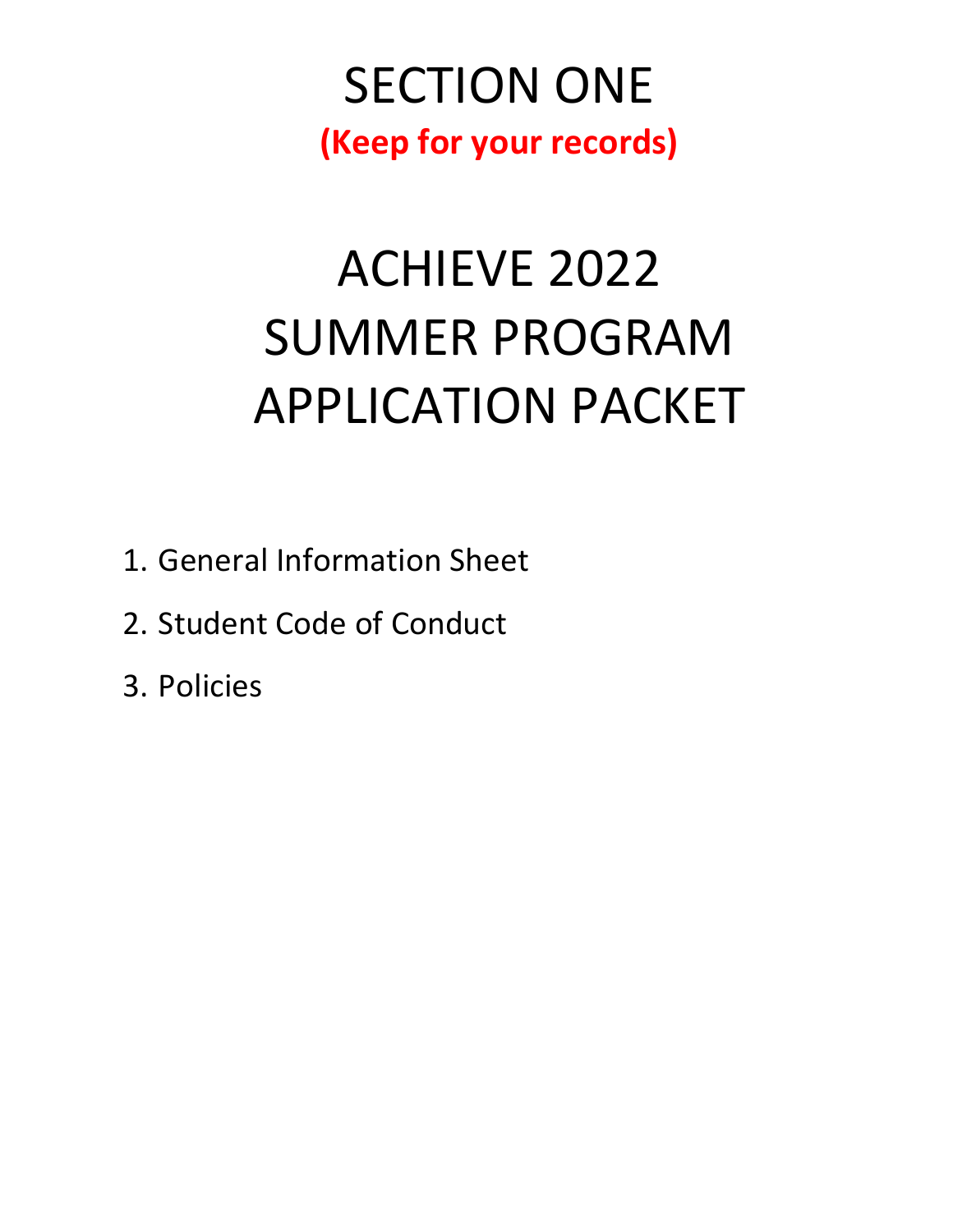# SECTION ONE

**(Keep for your records)**

# ACHIEVE 2022 SUMMER PROGRAM APPLICATION PACKET

1. General Information Sheet
2. Student Code of Conduct
3. Policies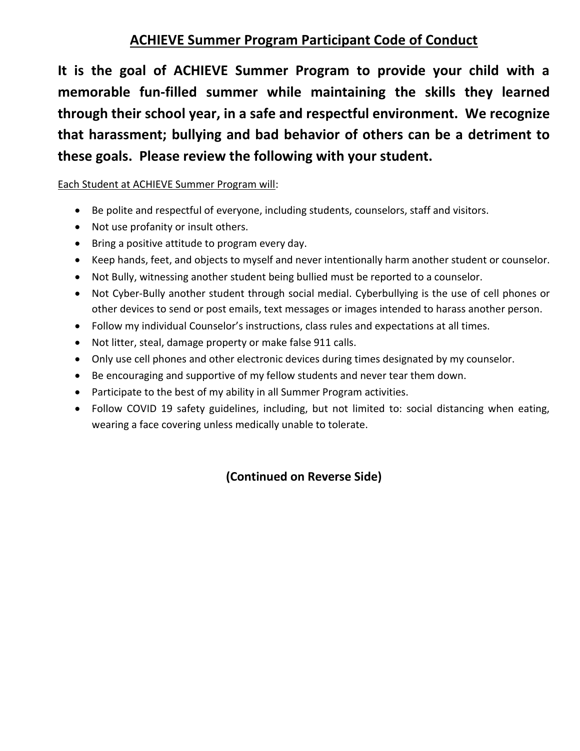# <u>ACHIEVE Summer Program Participant Code of Conduct</u>

**It is the goal of ACHIEVE Summer Program to provide your child with a memorable fun-filled summer while maintaining the skills they learned through their school year, in a safe and respectful environment. We recognize that harassment; bullying and bad behavior of others can be a detriment to these goals. Please review the following with your student.**

<u>Each Student at ACHIEVE Summer Program will</u>:

- Be polite and respectful of everyone, including students, counselors, staff and visitors.
- Not use profanity or insult others.
- Bring a positive attitude to program every day.
- Keep hands, feet, and objects to myself and never intentionally harm another student or counselor.
- Not Bully, witnessing another student being bullied must be reported to a counselor.
- Not Cyber-Bully another student through social medial. Cyberbullying is the use of cell phones or other devices to send or post emails, text messages or images intended to harass another person.
- Follow my individual Counselor's instructions, class rules and expectations at all times.
- Not litter, steal, damage property or make false 911 calls.
- Only use cell phones and other electronic devices during times designated by my counselor.
- Be encouraging and supportive of my fellow students and never tear them down.
- Participate to the best of my ability in all Summer Program activities.
- Follow COVID 19 safety guidelines, including, but not limited to: social distancing when eating, wearing a face covering unless medically unable to tolerate.

**(Continued on Reverse Side)**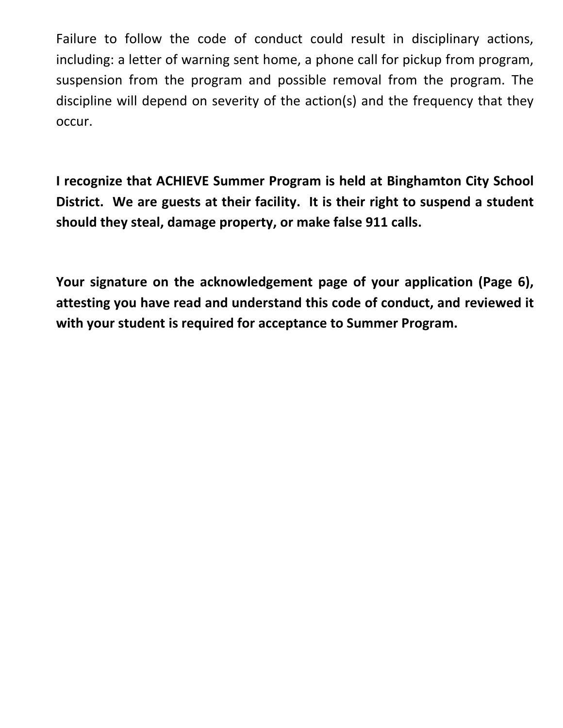Failure to follow the code of conduct could result in disciplinary actions, including: a letter of warning sent home, a phone call for pickup from program, suspension from the program and possible removal from the program. The discipline will depend on severity of the action(s) and the frequency that they occur.

**I recognize that ACHIEVE Summer Program is held at Binghamton City School District. We are guests at their facility. It is their right to suspend a student should they steal, damage property, or make false 911 calls.**

**Your signature on the acknowledgement page of your application (Page 6), attesting you have read and understand this code of conduct, and reviewed it with your student is required for acceptance to Summer Program.**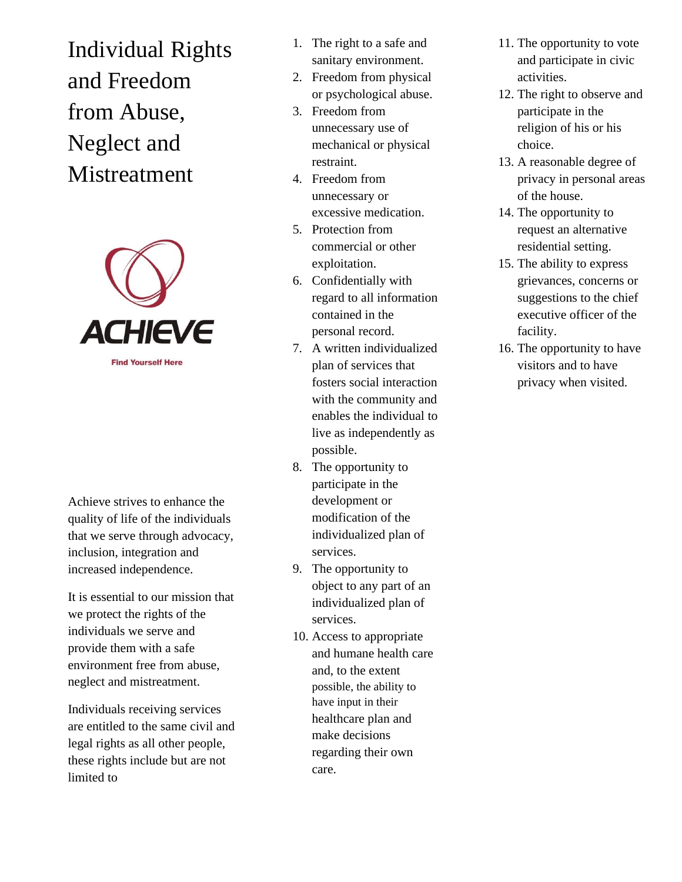# Individual Rights and Freedom from Abuse, Neglect and Mistreatment

ACHIEVE

Find Yourself Here

Achieve strives to enhance the quality of life of the individuals that we serve through advocacy, inclusion, integration and increased independence.

It is essential to our mission that we protect the rights of the individuals we serve and provide them with a safe environment free from abuse, neglect and mistreatment.

Individuals receiving services are entitled to the same civil and legal rights as all other people, these rights include but are not limited to

1. The right to a safe and sanitary environment.
2. Freedom from physical or psychological abuse.
3. Freedom from unnecessary use of mechanical or physical restraint.
4. Freedom from unnecessary or excessive medication.
5. Protection from commercial or other exploitation.
6. Confidentially with regard to all information contained in the personal record.
7. A written individualized plan of services that fosters social interaction with the community and enables the individual to live as independently as possible.
8. The opportunity to participate in the development or modification of the individualized plan of services.
9. The opportunity to object to any part of an individualized plan of services.
10. Access to appropriate and humane health care and, to the extent possible, the ability to have input in their healthcare plan and make decisions regarding their own care.
11. The opportunity to vote and participate in civic activities.
12. The right to observe and participate in the religion of his or his choice.
13. A reasonable degree of privacy in personal areas of the house.
14. The opportunity to request an alternative residential setting.
15. The ability to express grievances, concerns or suggestions to the chief executive officer of the facility.
16. The opportunity to have visitors and to have privacy when visited.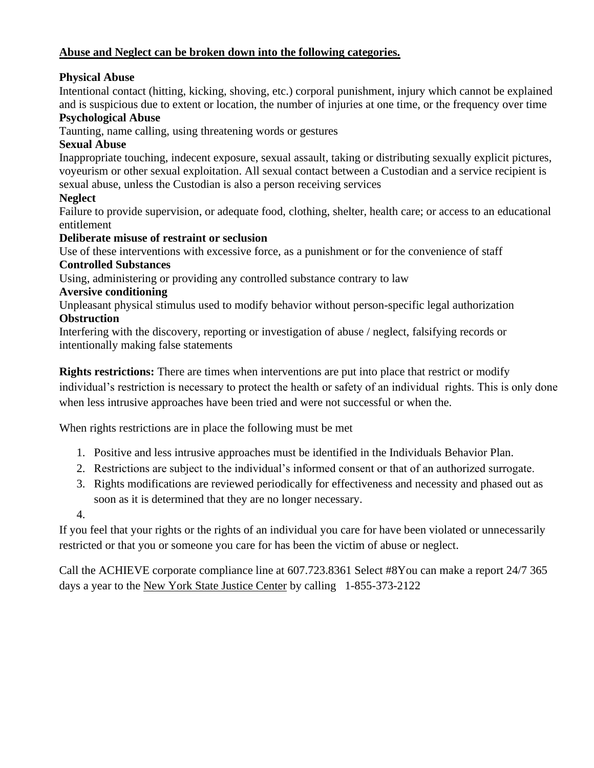**Abuse and Neglect can be broken down into the following categories.**

**Physical Abuse**
Intentional contact (hitting, kicking, shoving, etc.) corporal punishment, injury which cannot be explained and is suspicious due to extent or location, the number of injuries at one time, or the frequency over time

**Psychological Abuse**
Taunting, name calling, using threatening words or gestures

**Sexual Abuse**
Inappropriate touching, indecent exposure, sexual assault, taking or distributing sexually explicit pictures, voyeurism or other sexual exploitation. All sexual contact between a Custodian and a service recipient is sexual abuse, unless the Custodian is also a person receiving services

**Neglect**
Failure to provide supervision, or adequate food, clothing, shelter, health care; or access to an educational entitlement

**Deliberate misuse of restraint or seclusion**
Use of these interventions with excessive force, as a punishment or for the convenience of staff

**Controlled Substances**
Using, administering or providing any controlled substance contrary to law

**Aversive conditioning**
Unpleasant physical stimulus used to modify behavior without person-specific legal authorization

**Obstruction**
Interfering with the discovery, reporting or investigation of abuse / neglect, falsifying records or intentionally making false statements

**Rights restrictions:** There are times when interventions are put into place that restrict or modify individual's restriction is necessary to protect the health or safety of an individual rights. This is only done when less intrusive approaches have been tried and were not successful or when the.

When rights restrictions are in place the following must be met

1. Positive and less intrusive approaches must be identified in the Individuals Behavior Plan.
2. Restrictions are subject to the individual's informed consent or that of an authorized surrogate.
3. Rights modifications are reviewed periodically for effectiveness and necessity and phased out as soon as it is determined that they are no longer necessary.
4.

If you feel that your rights or the rights of an individual you care for have been violated or unnecessarily restricted or that you or someone you care for has been the victim of abuse or neglect.

Call the ACHIEVE corporate compliance line at 607.723.8361 Select #8You can make a report 24/7 365 days a year to the New York State Justice Center by calling 1-855-373-2122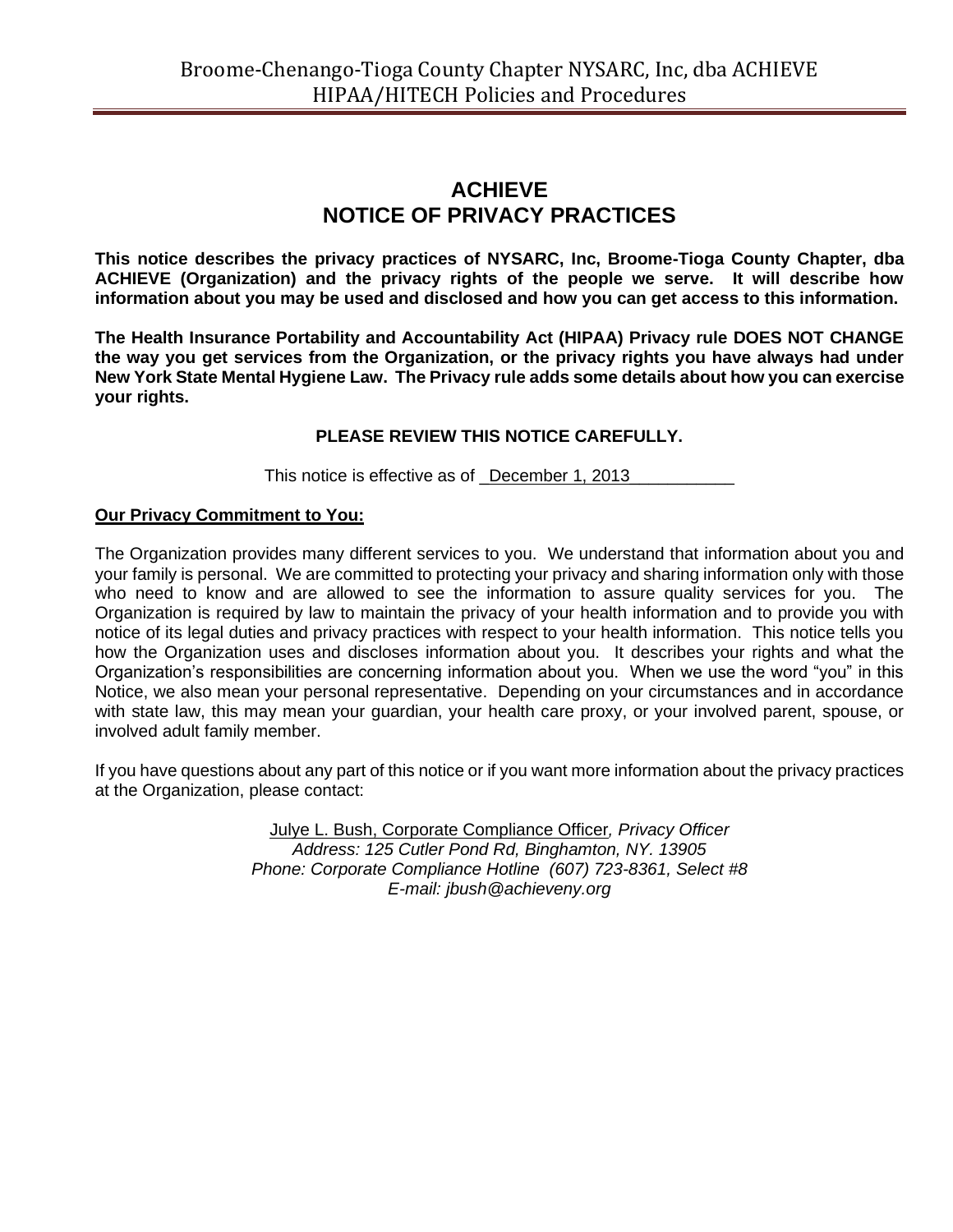# ACHIEVE
# NOTICE OF PRIVACY PRACTICES

**This notice describes the privacy practices of NYSARC, Inc, Broome-Tioga County Chapter, dba ACHIEVE (Organization) and the privacy rights of the people we serve. It will describe how information about you may be used and disclosed and how you can get access to this information.**

**The Health Insurance Portability and Accountability Act (HIPAA) Privacy rule DOES NOT CHANGE the way you get services from the Organization, or the privacy rights you have always had under New York State Mental Hygiene Law. The Privacy rule adds some details about how you can exercise your rights.**

**PLEASE REVIEW THIS NOTICE CAREFULLY.**

This notice is effective as of _December 1, 2013___________

**Our Privacy Commitment to You:**

The Organization provides many different services to you. We understand that information about you and your family is personal. We are committed to protecting your privacy and sharing information only with those who need to know and are allowed to see the information to assure quality services for you. The Organization is required by law to maintain the privacy of your health information and to provide you with notice of its legal duties and privacy practices with respect to your health information. This notice tells you how the Organization uses and discloses information about you. It describes your rights and what the Organization's responsibilities are concerning information about you. When we use the word "you" in this Notice, we also mean your personal representative. Depending on your circumstances and in accordance with state law, this may mean your guardian, your health care proxy, or your involved parent, spouse, or involved adult family member.

If you have questions about any part of this notice or if you want more information about the privacy practices at the Organization, please contact:

Julye L. Bush, Corporate Compliance Officer*, Privacy Officer*
*Address: 125 Cutler Pond Rd, Binghamton, NY. 13905*
*Phone: Corporate Compliance Hotline (607) 723-8361, Select #8*
*E-mail: jbush@achieveny.org*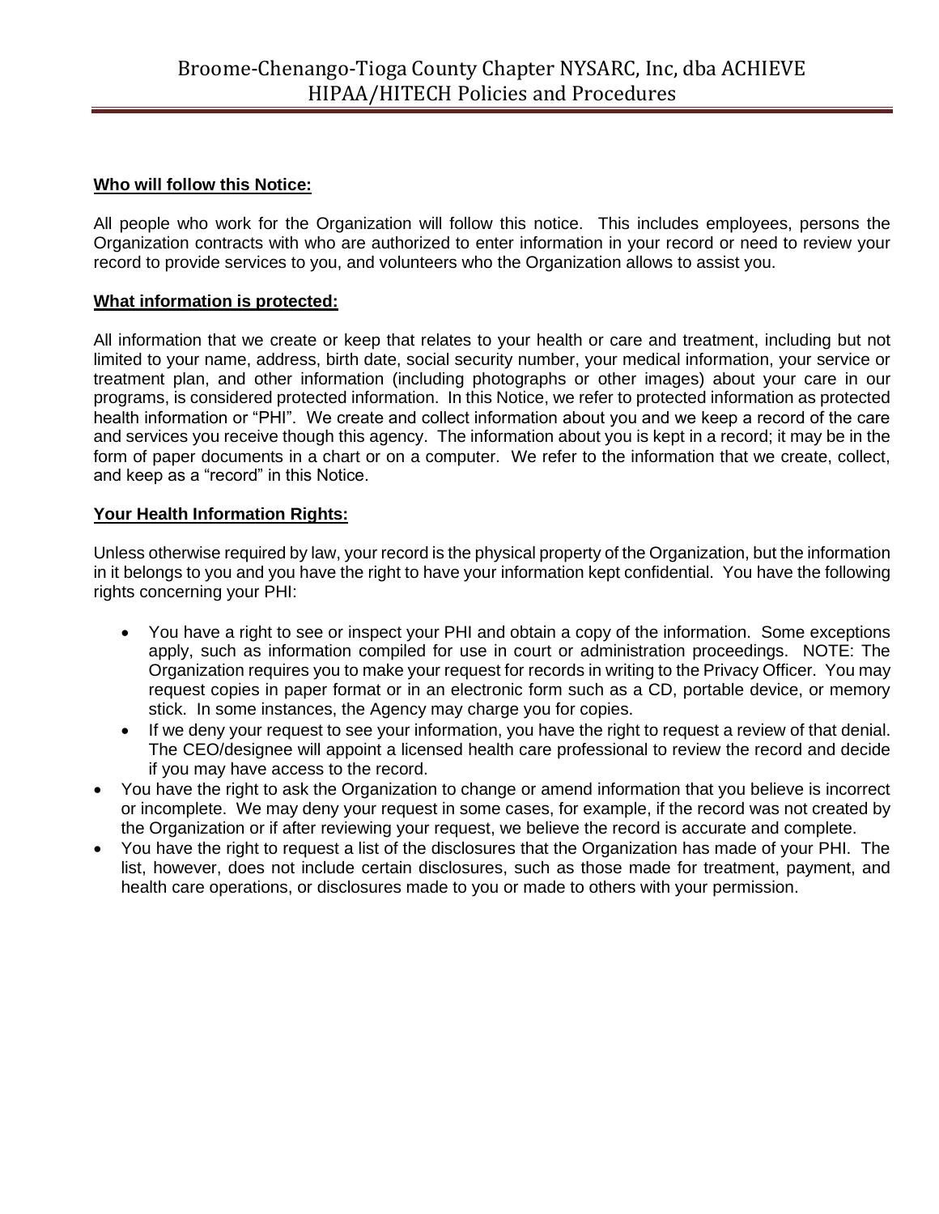**Who will follow this Notice:**

All people who work for the Organization will follow this notice. This includes employees, persons the Organization contracts with who are authorized to enter information in your record or need to review your record to provide services to you, and volunteers who the Organization allows to assist you.

**What information is protected:**

All information that we create or keep that relates to your health or care and treatment, including but not limited to your name, address, birth date, social security number, your medical information, your service or treatment plan, and other information (including photographs or other images) about your care in our programs, is considered protected information. In this Notice, we refer to protected information as protected health information or "PHI". We create and collect information about you and we keep a record of the care and services you receive though this agency. The information about you is kept in a record; it may be in the form of paper documents in a chart or on a computer. We refer to the information that we create, collect, and keep as a "record" in this Notice.

**Your Health Information Rights:**

Unless otherwise required by law, your record is the physical property of the Organization, but the information in it belongs to you and you have the right to have your information kept confidential. You have the following rights concerning your PHI:

- You have a right to see or inspect your PHI and obtain a copy of the information. Some exceptions apply, such as information compiled for use in court or administration proceedings. NOTE: The Organization requires you to make your request for records in writing to the Privacy Officer. You may request copies in paper format or in an electronic form such as a CD, portable device, or memory stick. In some instances, the Agency may charge you for copies.
- If we deny your request to see your information, you have the right to request a review of that denial. The CEO/designee will appoint a licensed health care professional to review the record and decide if you may have access to the record.
- You have the right to ask the Organization to change or amend information that you believe is incorrect or incomplete. We may deny your request in some cases, for example, if the record was not created by the Organization or if after reviewing your request, we believe the record is accurate and complete.
- You have the right to request a list of the disclosures that the Organization has made of your PHI. The list, however, does not include certain disclosures, such as those made for treatment, payment, and health care operations, or disclosures made to you or made to others with your permission.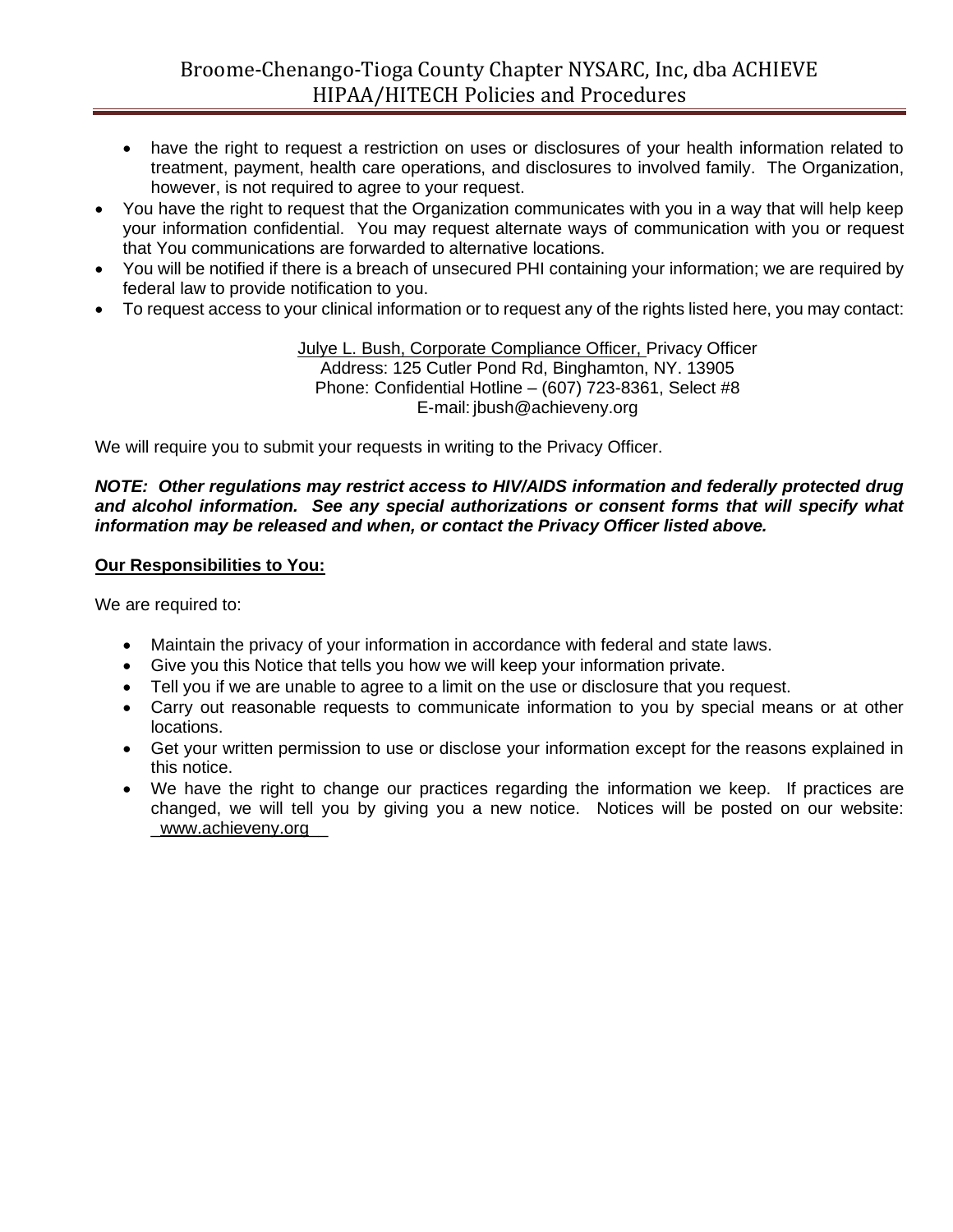- have the right to request a restriction on uses or disclosures of your health information related to treatment, payment, health care operations, and disclosures to involved family. The Organization, however, is not required to agree to your request.

- You have the right to request that the Organization communicates with you in a way that will help keep your information confidential. You may request alternate ways of communication with you or request that You communications are forwarded to alternative locations.
- You will be notified if there is a breach of unsecured PHI containing your information; we are required by federal law to provide notification to you.
- To request access to your clinical information or to request any of the rights listed here, you may contact:

Julye L. Bush, Corporate Compliance Officer, Privacy Officer
Address: 125 Cutler Pond Rd, Binghamton, NY. 13905
Phone: Confidential Hotline – (607) 723-8361, Select #8
E-mail: jbush@achieveny.org

We will require you to submit your requests in writing to the Privacy Officer.

***NOTE: Other regulations may restrict access to HIV/AIDS information and federally protected drug and alcohol information. See any special authorizations or consent forms that will specify what information may be released and when, or contact the Privacy Officer listed above.***

**Our Responsibilities to You:**

We are required to:

- Maintain the privacy of your information in accordance with federal and state laws.
- Give you this Notice that tells you how we will keep your information private.
- Tell you if we are unable to agree to a limit on the use or disclosure that you request.
- Carry out reasonable requests to communicate information to you by special means or at other locations.
- Get your written permission to use or disclose your information except for the reasons explained in this notice.
- We have the right to change our practices regarding the information we keep. If practices are changed, we will tell you by giving you a new notice. Notices will be posted on our website: www.achieveny.org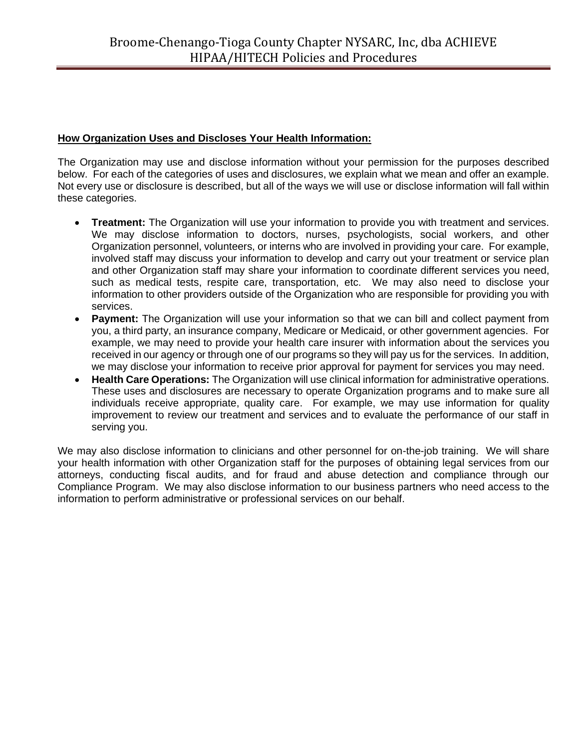**How Organization Uses and Discloses Your Health Information:**

The Organization may use and disclose information without your permission for the purposes described below. For each of the categories of uses and disclosures, we explain what we mean and offer an example. Not every use or disclosure is described, but all of the ways we will use or disclose information will fall within these categories.

- **Treatment:** The Organization will use your information to provide you with treatment and services. We may disclose information to doctors, nurses, psychologists, social workers, and other Organization personnel, volunteers, or interns who are involved in providing your care. For example, involved staff may discuss your information to develop and carry out your treatment or service plan and other Organization staff may share your information to coordinate different services you need, such as medical tests, respite care, transportation, etc. We may also need to disclose your information to other providers outside of the Organization who are responsible for providing you with services.
- **Payment:** The Organization will use your information so that we can bill and collect payment from you, a third party, an insurance company, Medicare or Medicaid, or other government agencies. For example, we may need to provide your health care insurer with information about the services you received in our agency or through one of our programs so they will pay us for the services. In addition, we may disclose your information to receive prior approval for payment for services you may need.
- **Health Care Operations:** The Organization will use clinical information for administrative operations. These uses and disclosures are necessary to operate Organization programs and to make sure all individuals receive appropriate, quality care. For example, we may use information for quality improvement to review our treatment and services and to evaluate the performance of our staff in serving you.

We may also disclose information to clinicians and other personnel for on-the-job training. We will share your health information with other Organization staff for the purposes of obtaining legal services from our attorneys, conducting fiscal audits, and for fraud and abuse detection and compliance through our Compliance Program. We may also disclose information to our business partners who need access to the information to perform administrative or professional services on our behalf.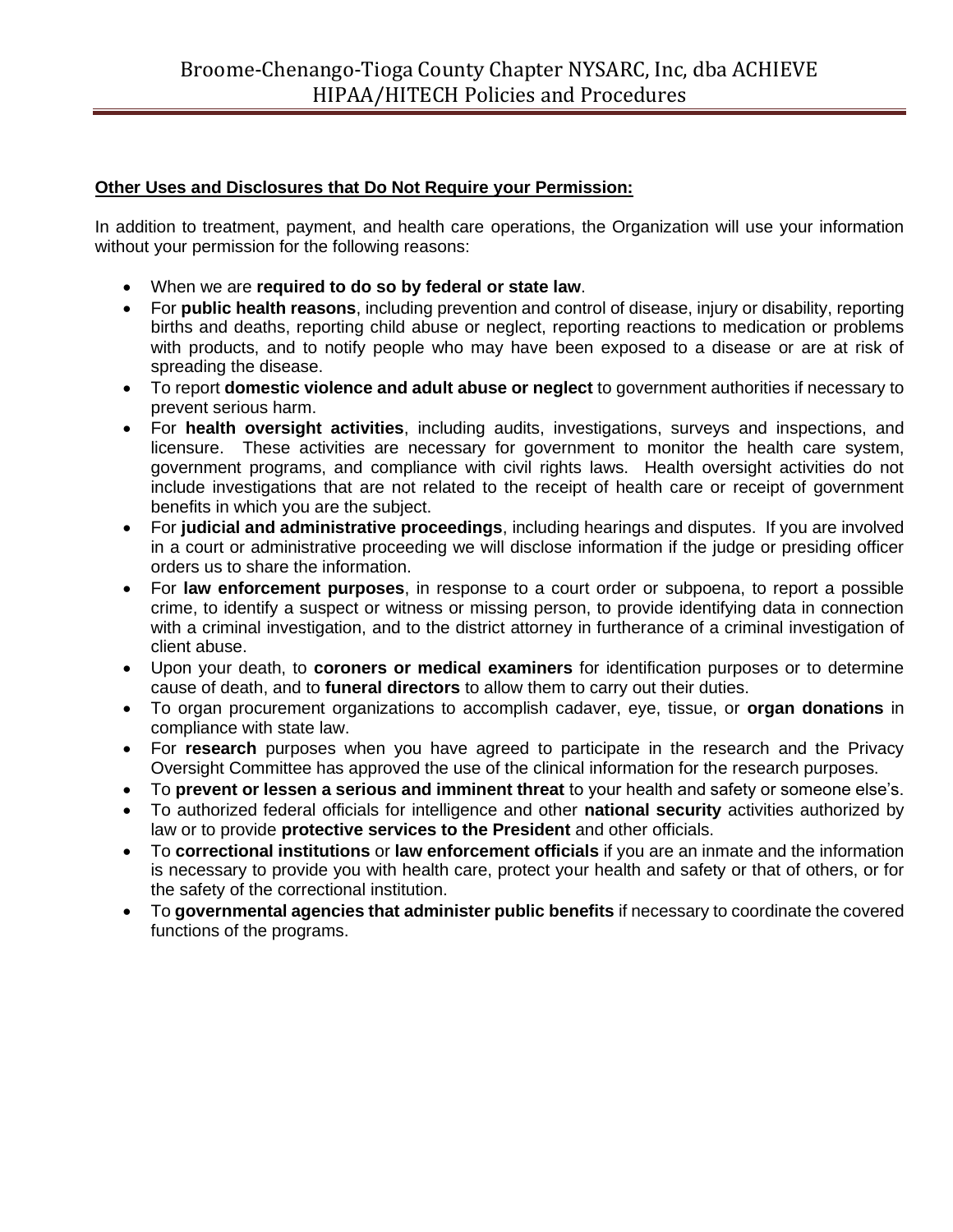**Other Uses and Disclosures that Do Not Require your Permission:**

In addition to treatment, payment, and health care operations, the Organization will use your information without your permission for the following reasons:

- When we are **required to do so by federal or state law**.
- For **public health reasons**, including prevention and control of disease, injury or disability, reporting births and deaths, reporting child abuse or neglect, reporting reactions to medication or problems with products, and to notify people who may have been exposed to a disease or are at risk of spreading the disease.
- To report **domestic violence and adult abuse or neglect** to government authorities if necessary to prevent serious harm.
- For **health oversight activities**, including audits, investigations, surveys and inspections, and licensure. These activities are necessary for government to monitor the health care system, government programs, and compliance with civil rights laws. Health oversight activities do not include investigations that are not related to the receipt of health care or receipt of government benefits in which you are the subject.
- For **judicial and administrative proceedings**, including hearings and disputes. If you are involved in a court or administrative proceeding we will disclose information if the judge or presiding officer orders us to share the information.
- For **law enforcement purposes**, in response to a court order or subpoena, to report a possible crime, to identify a suspect or witness or missing person, to provide identifying data in connection with a criminal investigation, and to the district attorney in furtherance of a criminal investigation of client abuse.
- Upon your death, to **coroners or medical examiners** for identification purposes or to determine cause of death, and to **funeral directors** to allow them to carry out their duties.
- To organ procurement organizations to accomplish cadaver, eye, tissue, or **organ donations** in compliance with state law.
- For **research** purposes when you have agreed to participate in the research and the Privacy Oversight Committee has approved the use of the clinical information for the research purposes.
- To **prevent or lessen a serious and imminent threat** to your health and safety or someone else's.
- To authorized federal officials for intelligence and other **national security** activities authorized by law or to provide **protective services to the President** and other officials.
- To **correctional institutions** or **law enforcement officials** if you are an inmate and the information is necessary to provide you with health care, protect your health and safety or that of others, or for the safety of the correctional institution.
- To **governmental agencies that administer public benefits** if necessary to coordinate the covered functions of the programs.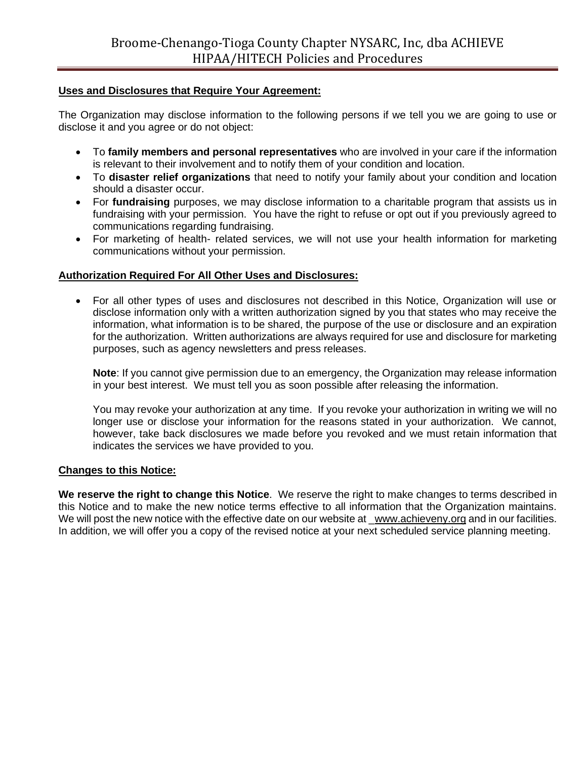**Uses and Disclosures that Require Your Agreement:**

The Organization may disclose information to the following persons if we tell you we are going to use or disclose it and you agree or do not object:

- To **family members and personal representatives** who are involved in your care if the information is relevant to their involvement and to notify them of your condition and location.
- To **disaster relief organizations** that need to notify your family about your condition and location should a disaster occur.
- For **fundraising** purposes, we may disclose information to a charitable program that assists us in fundraising with your permission. You have the right to refuse or opt out if you previously agreed to communications regarding fundraising.
- For marketing of health- related services, we will not use your health information for marketing communications without your permission.

**Authorization Required For All Other Uses and Disclosures:**

- For all other types of uses and disclosures not described in this Notice, Organization will use or disclose information only with a written authorization signed by you that states who may receive the information, what information is to be shared, the purpose of the use or disclosure and an expiration for the authorization. Written authorizations are always required for use and disclosure for marketing purposes, such as agency newsletters and press releases.

  **Note**: If you cannot give permission due to an emergency, the Organization may release information in your best interest. We must tell you as soon possible after releasing the information.

  You may revoke your authorization at any time. If you revoke your authorization in writing we will no longer use or disclose your information for the reasons stated in your authorization. We cannot, however, take back disclosures we made before you revoked and we must retain information that indicates the services we have provided to you.

**Changes to this Notice:**

**We reserve the right to change this Notice**. We reserve the right to make changes to terms described in this Notice and to make the new notice terms effective to all information that the Organization maintains. We will post the new notice with the effective date on our website at www.achieveny.org and in our facilities. In addition, we will offer you a copy of the revised notice at your next scheduled service planning meeting.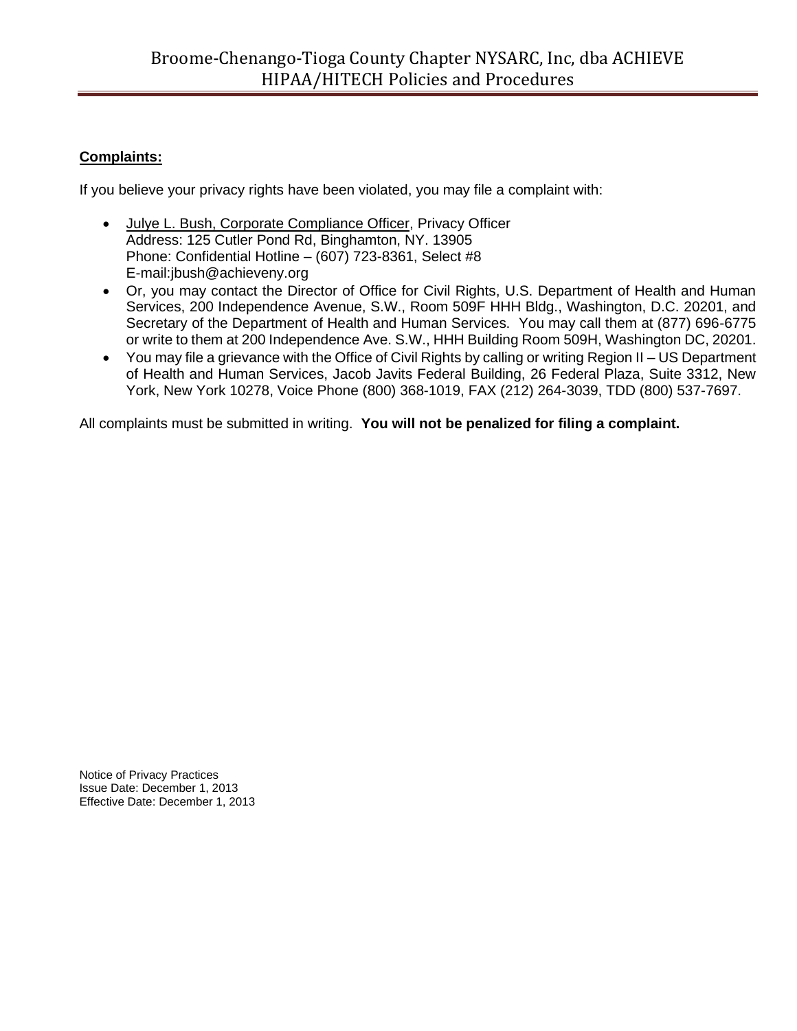**Complaints:**

If you believe your privacy rights have been violated, you may file a complaint with:

- Julye L. Bush, Corporate Compliance Officer, Privacy Officer
  Address: 125 Cutler Pond Rd, Binghamton, NY. 13905
  Phone: Confidential Hotline – (607) 723-8361, Select #8
  E-mail:jbush@achieveny.org
- Or, you may contact the Director of Office for Civil Rights, U.S. Department of Health and Human Services, 200 Independence Avenue, S.W., Room 509F HHH Bldg., Washington, D.C. 20201, and Secretary of the Department of Health and Human Services. You may call them at (877) 696-6775 or write to them at 200 Independence Ave. S.W., HHH Building Room 509H, Washington DC, 20201.
- You may file a grievance with the Office of Civil Rights by calling or writing Region II – US Department of Health and Human Services, Jacob Javits Federal Building, 26 Federal Plaza, Suite 3312, New York, New York 10278, Voice Phone (800) 368-1019, FAX (212) 264-3039, TDD (800) 537-7697.

All complaints must be submitted in writing. **You will not be penalized for filing a complaint.**

Notice of Privacy Practices
Issue Date: December 1, 2013
Effective Date: December 1, 2013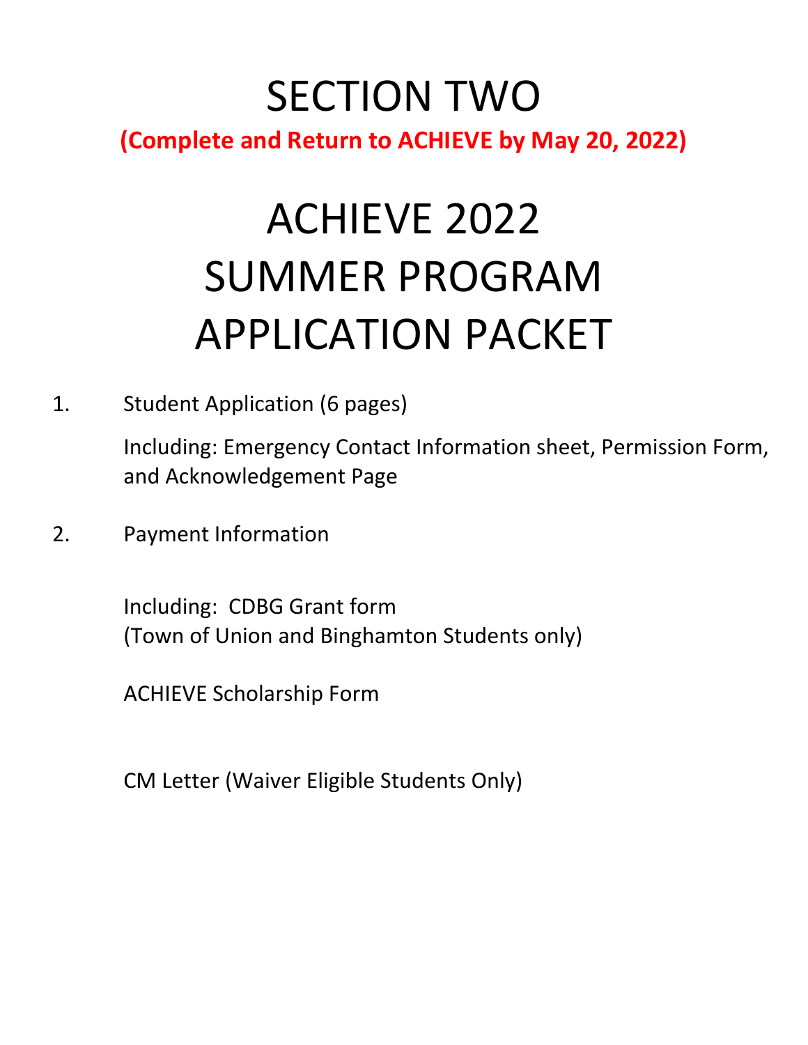# SECTION TWO

**(Complete and Return to ACHIEVE by May 20, 2022)**

# ACHIEVE 2022 SUMMER PROGRAM APPLICATION PACKET

1. Student Application (6 pages)

   Including: Emergency Contact Information sheet, Permission Form, and Acknowledgement Page

2. Payment Information

   Including: CDBG Grant form
   (Town of Union and Binghamton Students only)

   ACHIEVE Scholarship Form

   CM Letter (Waiver Eligible Students Only)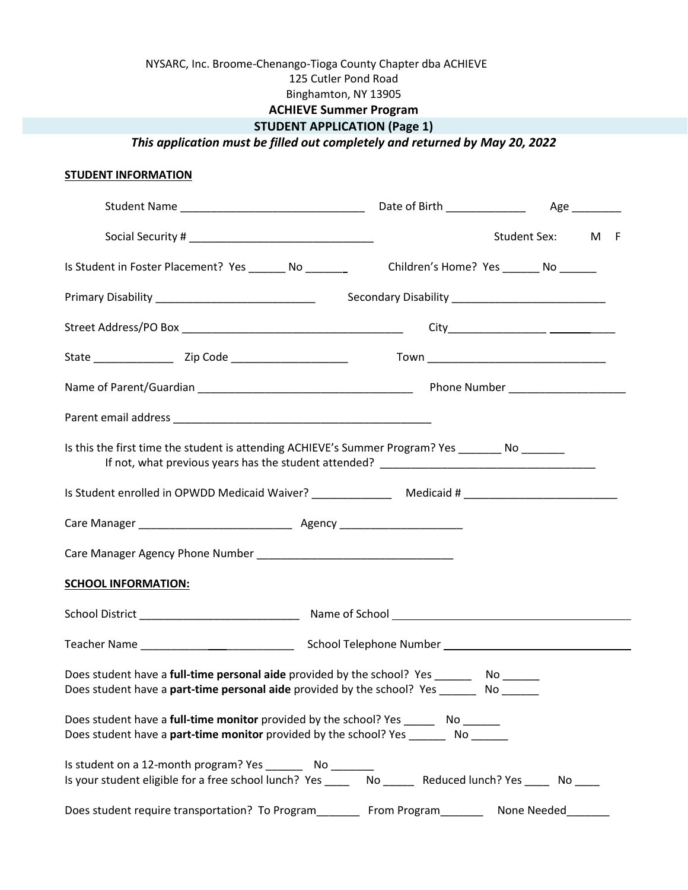NYSARC, Inc. Broome-Chenango-Tioga County Chapter dba ACHIEVE
125 Cutler Pond Road
Binghamton, NY 13905

**ACHIEVE Summer Program**

## STUDENT APPLICATION (Page 1)

***This application must be filled out completely and returned by May 20, 2022***

**STUDENT INFORMATION**

Student Name ______________________________ Date of Birth _____________ Age ________

Social Security # ______________________________ Student Sex: M F

Is Student in Foster Placement? Yes ______ No ______ Children's Home? Yes ______ No ______

Primary Disability __________________________ Secondary Disability ________________________

Street Address/PO Box ____________________________________ City____________________

State _____________ Zip Code ___________________ Town _____________________________

Name of Parent/Guardian ___________________________________ Phone Number ___________________

Parent email address __________________________________________

Is this the first time the student is attending ACHIEVE's Summer Program? Yes _______ No _______
If not, what previous years has the student attended? ___________________________________

Is Student enrolled in OPWDD Medicaid Waiver? _____________ Medicaid # ________________________

Care Manager _________________________ Agency ____________________

Care Manager Agency Phone Number _______________________________

**SCHOOL INFORMATION:**

School District __________________________ Name of School ________________________________________

Teacher Name __________________________ School Telephone Number ______________________________

Does student have a **full-time personal aide** provided by the school? Yes ______ No ______
Does student have a **part-time personal aide** provided by the school? Yes ______ No ______

Does student have a **full-time monitor** provided by the school? Yes _____ No ______
Does student have a **part-time monitor** provided by the school? Yes ______ No ______

Is student on a 12-month program? Yes ______ No _______
Is your student eligible for a free school lunch? Yes ____ No _____ Reduced lunch? Yes ____ No ____

Does student require transportation? To Program_______ From Program_______ None Needed_______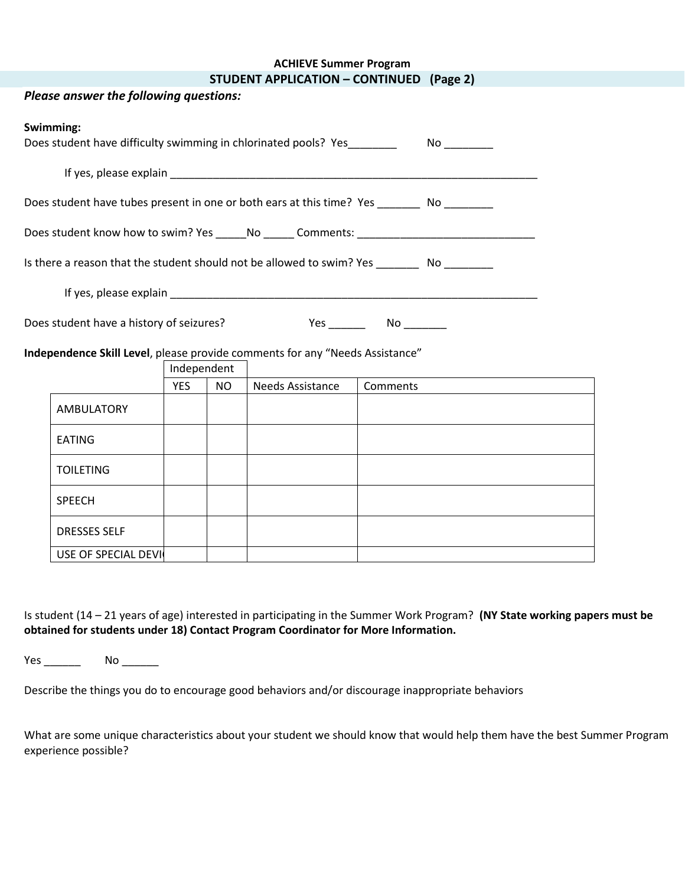**ACHIEVE Summer Program**

**STUDENT APPLICATION – CONTINUED (Page 2)**

***Please answer the following questions:***

**Swimming:**

Does student have difficulty swimming in chlorinated pools? Yes________ No ________

If yes, please explain ______________________________________________________________

Does student have tubes present in one or both ears at this time? Yes _______ No ________

Does student know how to swim? Yes _____No _____ Comments: ____________________________

Is there a reason that the student should not be allowed to swim? Yes _______ No ________

If yes, please explain ______________________________________________________________

Does student have a history of seizures? Yes ______ No _______

**Independence Skill Level**, please provide comments for any "Needs Assistance"

| | Independent | | | |
|---|---|---|---|---|
| | YES | NO | Needs Assistance | Comments |
| AMBULATORY | | | | |
| EATING | | | | |
| TOILETING | | | | |
| SPEECH | | | | |
| DRESSES SELF | | | | |
| USE OF SPECIAL DEVI | | | | |

Is student (14 – 21 years of age) interested in participating in the Summer Work Program? **(NY State working papers must be obtained for students under 18) Contact Program Coordinator for More Information.**

Yes ______ No ______

Describe the things you do to encourage good behaviors and/or discourage inappropriate behaviors

What are some unique characteristics about your student we should know that would help them have the best Summer Program experience possible?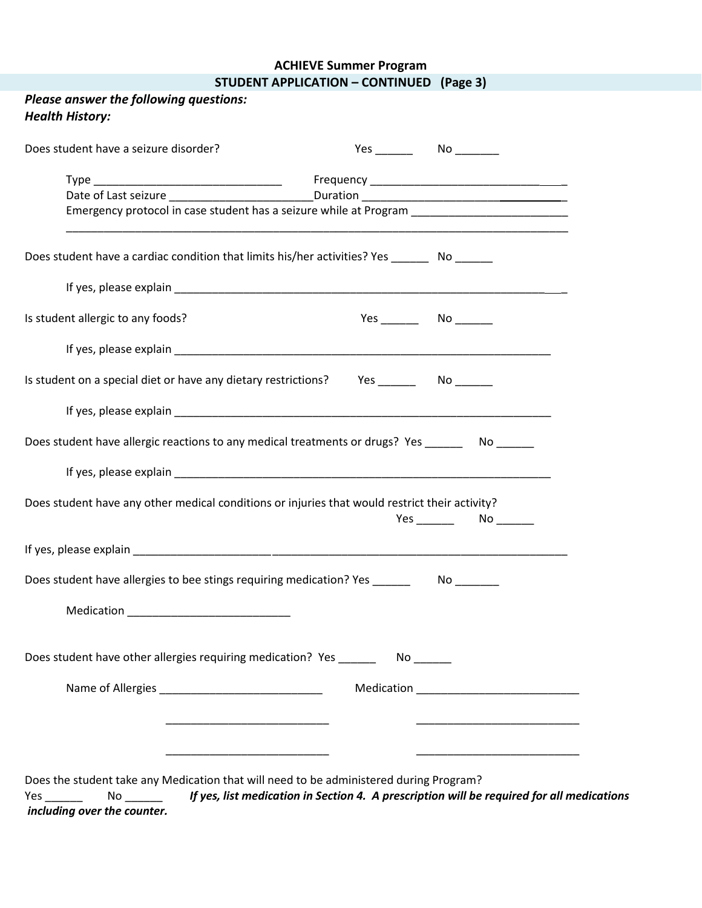**ACHIEVE Summer Program**

**STUDENT APPLICATION – CONTINUED (Page 3)**

***Please answer the following questions:***

***Health History:***

Does student have a seizure disorder? Yes ______ No _______

Type _______________________________ Frequency _________________________________
Date of Last seizure _______________________ Duration _________________________________
Emergency protocol in case student has a seizure while at Program _________________________
_____________________________________________________________________________________

Does student have a cardiac condition that limits his/her activities? Yes ______ No ______

If yes, please explain ___________________________________________________________________

Is student allergic to any foods? Yes ______ No ______

If yes, please explain ________________________________________________________________

Is student on a special diet or have any dietary restrictions? Yes ______ No ______

If yes, please explain ________________________________________________________________

Does student have allergic reactions to any medical treatments or drugs? Yes ______ No ______

If yes, please explain ________________________________________________________________

Does student have any other medical conditions or injuries that would restrict their activity?
Yes ______ No ______

If yes, please explain ________________________________________________________________________

Does student have allergies to bee stings requiring medication? Yes ______ No _______

Medication ___________________________

Does student have other allergies requiring medication? Yes ______ No ______

Name of Allergies ___________________________ Medication ___________________________

___________________________ ___________________________

___________________________ ___________________________

Does the student take any Medication that will need to be administered during Program?
Yes ______ No ______ ***If yes, list medication in Section 4. A prescription will be required for all medications including over the counter.***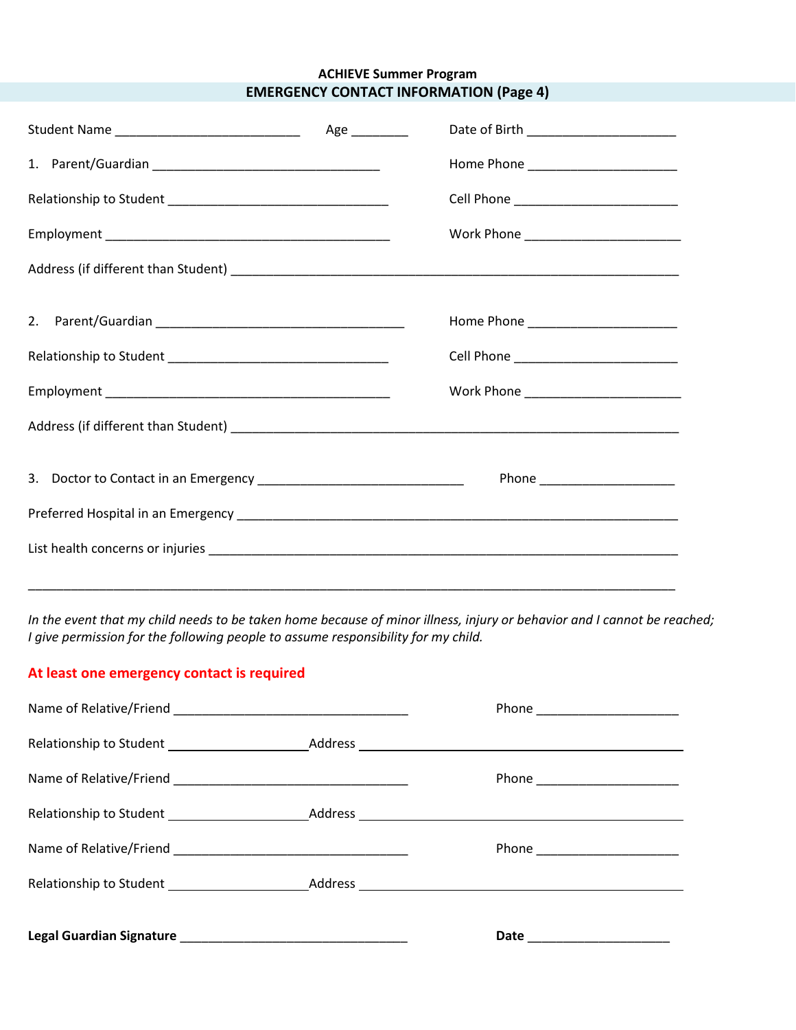**ACHIEVE Summer Program**

**EMERGENCY CONTACT INFORMATION (Page 4)**

Student Name ___________________________ Age ________ Date of Birth ______________________

1. Parent/Guardian _________________________________ Home Phone ______________________

Relationship to Student ________________________________ Cell Phone ________________________

Employment __________________________________________ Work Phone ______________________

Address (if different than Student) _________________________________________________________________

2. Parent/Guardian _____________________________________ Home Phone ______________________

Relationship to Student ________________________________ Cell Phone ________________________

Employment __________________________________________ Work Phone ______________________

Address (if different than Student) _________________________________________________________________

3. Doctor to Contact in an Emergency ______________________________ Phone ____________________

Preferred Hospital in an Emergency ________________________________________________________________

List health concerns or injuries ___________________________________________________________________

_______________________________________________________________________________________________

*In the event that my child needs to be taken home because of minor illness, injury or behavior and I cannot be reached; I give permission for the following people to assume responsibility for my child.*

**At least one emergency contact is required**

Name of Relative/Friend __________________________________ Phone _____________________

Relationship to Student ____________________ Address ________________________________________________

Name of Relative/Friend __________________________________ Phone _____________________

Relationship to Student ____________________ Address ________________________________________________

Name of Relative/Friend __________________________________ Phone _____________________

Relationship to Student ____________________ Address ________________________________________________

**Legal Guardian Signature** _________________________________ **Date** _____________________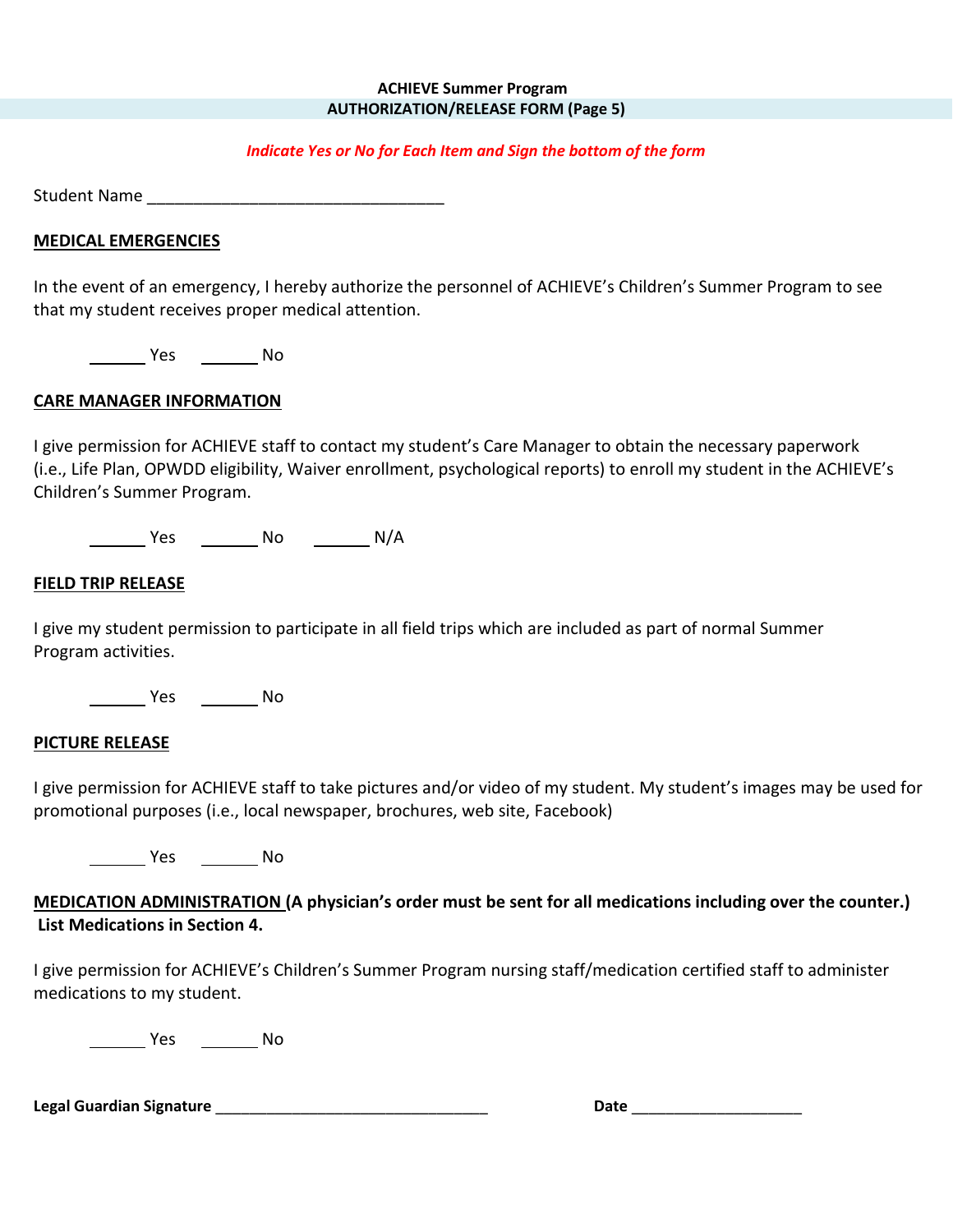**ACHIEVE Summer Program**
**AUTHORIZATION/RELEASE FORM (Page 5)**

***Indicate Yes or No for Each Item and Sign the bottom of the form***

Student Name ________________________________

**MEDICAL EMERGENCIES**

In the event of an emergency, I hereby authorize the personnel of ACHIEVE's Children's Summer Program to see that my student receives proper medical attention.

______ Yes   ______ No

**CARE MANAGER INFORMATION**

I give permission for ACHIEVE staff to contact my student's Care Manager to obtain the necessary paperwork (i.e., Life Plan, OPWDD eligibility, Waiver enrollment, psychological reports) to enroll my student in the ACHIEVE's Children's Summer Program.

______ Yes   ______ No   ______ N/A

**FIELD TRIP RELEASE**

I give my student permission to participate in all field trips which are included as part of normal Summer Program activities.

______ Yes   ______ No

**PICTURE RELEASE**

I give permission for ACHIEVE staff to take pictures and/or video of my student. My student's images may be used for promotional purposes (i.e., local newspaper, brochures, web site, Facebook)

______ Yes   ______ No

**MEDICATION ADMINISTRATION (A physician's order must be sent for all medications including over the counter.) List Medications in Section 4.**

I give permission for ACHIEVE's Children's Summer Program nursing staff/medication certified staff to administer medications to my student.

______ Yes   ______ No

**Legal Guardian Signature** ________________________________   **Date** ____________________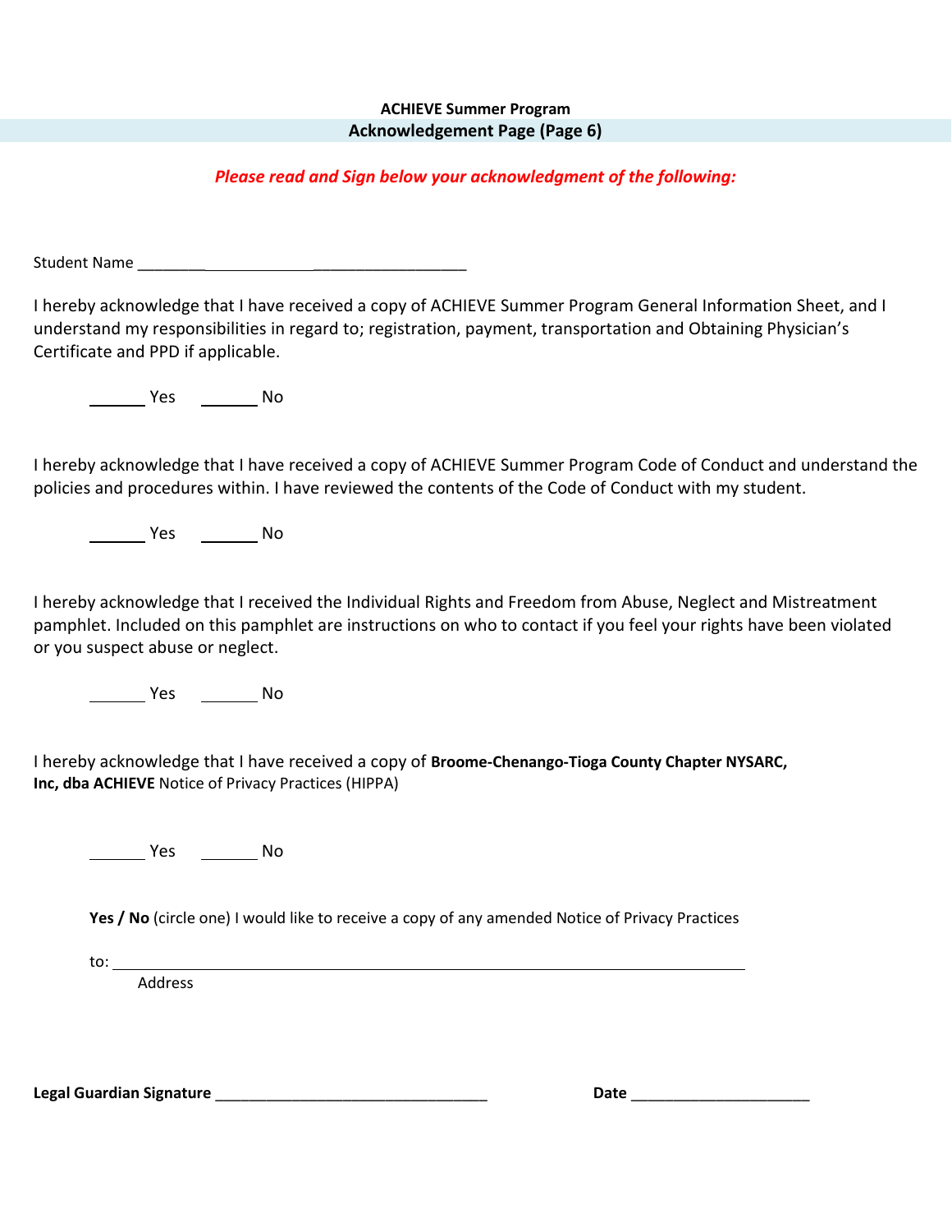**ACHIEVE Summer Program**

## Acknowledgement Page (Page 6)

***Please read and Sign below your acknowledgment of the following:***

Student Name ________________________________________

I hereby acknowledge that I have received a copy of ACHIEVE Summer Program General Information Sheet, and I understand my responsibilities in regard to; registration, payment, transportation and Obtaining Physician's Certificate and PPD if applicable.

_______ Yes _______ No

I hereby acknowledge that I have received a copy of ACHIEVE Summer Program Code of Conduct and understand the policies and procedures within. I have reviewed the contents of the Code of Conduct with my student.

_______ Yes _______ No

I hereby acknowledge that I received the Individual Rights and Freedom from Abuse, Neglect and Mistreatment pamphlet. Included on this pamphlet are instructions on who to contact if you feel your rights have been violated or you suspect abuse or neglect.

_______ Yes _______ No

I hereby acknowledge that I have received a copy of **Broome-Chenango-Tioga County Chapter NYSARC, Inc, dba ACHIEVE** Notice of Privacy Practices (HIPPA)

_______ Yes _______ No

**Yes / No** (circle one) I would like to receive a copy of any amended Notice of Privacy Practices

to: ________________________________________________________________________________
Address

**Legal Guardian Signature** ________________________________ **Date** _____________________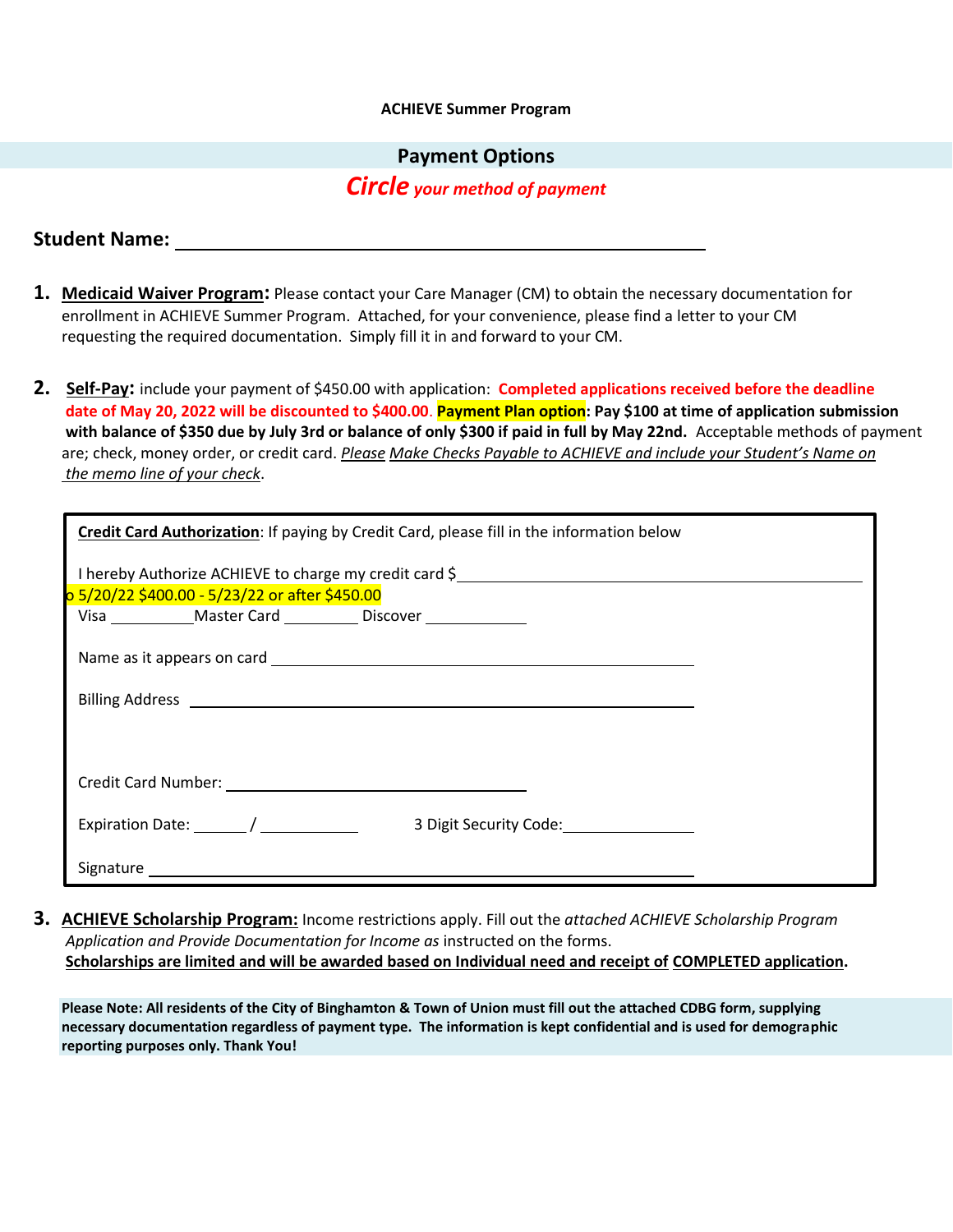**ACHIEVE Summer Program**

## Payment Options

***Circle your method of payment***

**Student Name:** ______________________________________________

1. **Medicaid Waiver Program:** Please contact your Care Manager (CM) to obtain the necessary documentation for enrollment in ACHIEVE Summer Program. Attached, for your convenience, please find a letter to your CM requesting the required documentation. Simply fill it in and forward to your CM.

2. **Self-Pay:** include your payment of $450.00 with application: **Completed applications received before the deadline date of May 20, 2022 will be discounted to $400.00**. **Payment Plan option: Pay $100 at time of application submission with balance of $350 due by July 3rd or balance of only $300 if paid in full by May 22nd.** Acceptable methods of payment are; check, money order, or credit card. *Please Make Checks Payable to ACHIEVE and include your Student's Name on the memo line of your check*.

**Credit Card Authorization**: If paying by Credit Card, please fill in the information below

I hereby Authorize ACHIEVE to charge my credit card $ ______________________________

o 5/20/22 $400.00 - 5/23/22 or after $450.00

Visa __________ Master Card _________ Discover ____________

Name as it appears on card ________________________________________

Billing Address ________________________________________

Credit Card Number: ______________________________

Expiration Date: ______ / ___________ 3 Digit Security Code: _______________

Signature ______________________________________________

3. **ACHIEVE Scholarship Program:** Income restrictions apply. Fill out the *attached ACHIEVE Scholarship Program Application and Provide Documentation for Income as* instructed on the forms.
**Scholarships are limited and will be awarded based on Individual need and receipt of COMPLETED application.**

**Please Note: All residents of the City of Binghamton & Town of Union must fill out the attached CDBG form, supplying necessary documentation regardless of payment type. The information is kept confidential and is used for demographic reporting purposes only. Thank You!**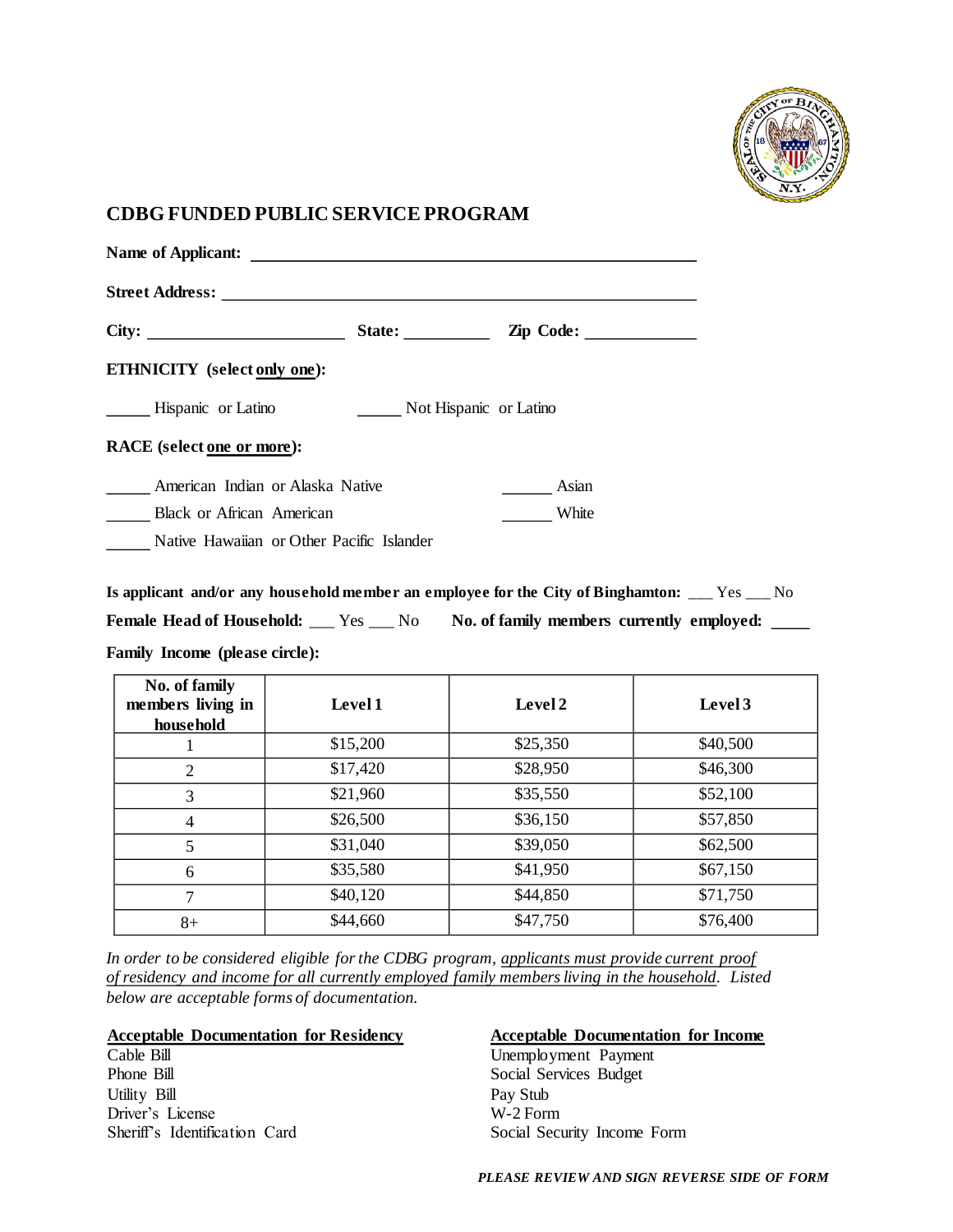## CDBG FUNDED PUBLIC SERVICE PROGRAM

**Name of Applicant:** ______________________________________________

**Street Address:** ______________________________________________

**City:** ____________________ **State:** __________ **Zip Code:** ____________

**ETHNICITY (select only one):**

_____ Hispanic or Latino _____ Not Hispanic or Latino

**RACE (select one or more):**

_____ American Indian or Alaska Native _____ Asian

_____ Black or African American _____ White

_____ Native Hawaiian or Other Pacific Islander

**Is applicant and/or any household member an employee for the City of Binghamton:** ___ Yes ___ No

**Female Head of Household:** ___ Yes ___ No **No. of family members currently employed:** ____

**Family Income (please circle):**

| No. of family members living in household | Level 1 | Level 2 | Level 3 |
|---|---|---|---|
| 1 | $15,200 | $25,350 | $40,500 |
| 2 | $17,420 | $28,950 | $46,300 |
| 3 | $21,960 | $35,550 | $52,100 |
| 4 | $26,500 | $36,150 | $57,850 |
| 5 | $31,040 | $39,050 | $62,500 |
| 6 | $35,580 | $41,950 | $67,150 |
| 7 | $40,120 | $44,850 | $71,750 |
| 8+ | $44,660 | $47,750 | $76,400 |

*In order to be considered eligible for the CDBG program, applicants must provide current proof of residency and income for all currently employed family members living in the household. Listed below are acceptable forms of documentation.*

**Acceptable Documentation for Residency**

Cable Bill
Phone Bill
Utility Bill
Driver's License
Sheriff's Identification Card

**Acceptable Documentation for Income**

Unemployment Payment
Social Services Budget
Pay Stub
W-2 Form
Social Security Income Form

***PLEASE REVIEW AND SIGN REVERSE SIDE OF FORM***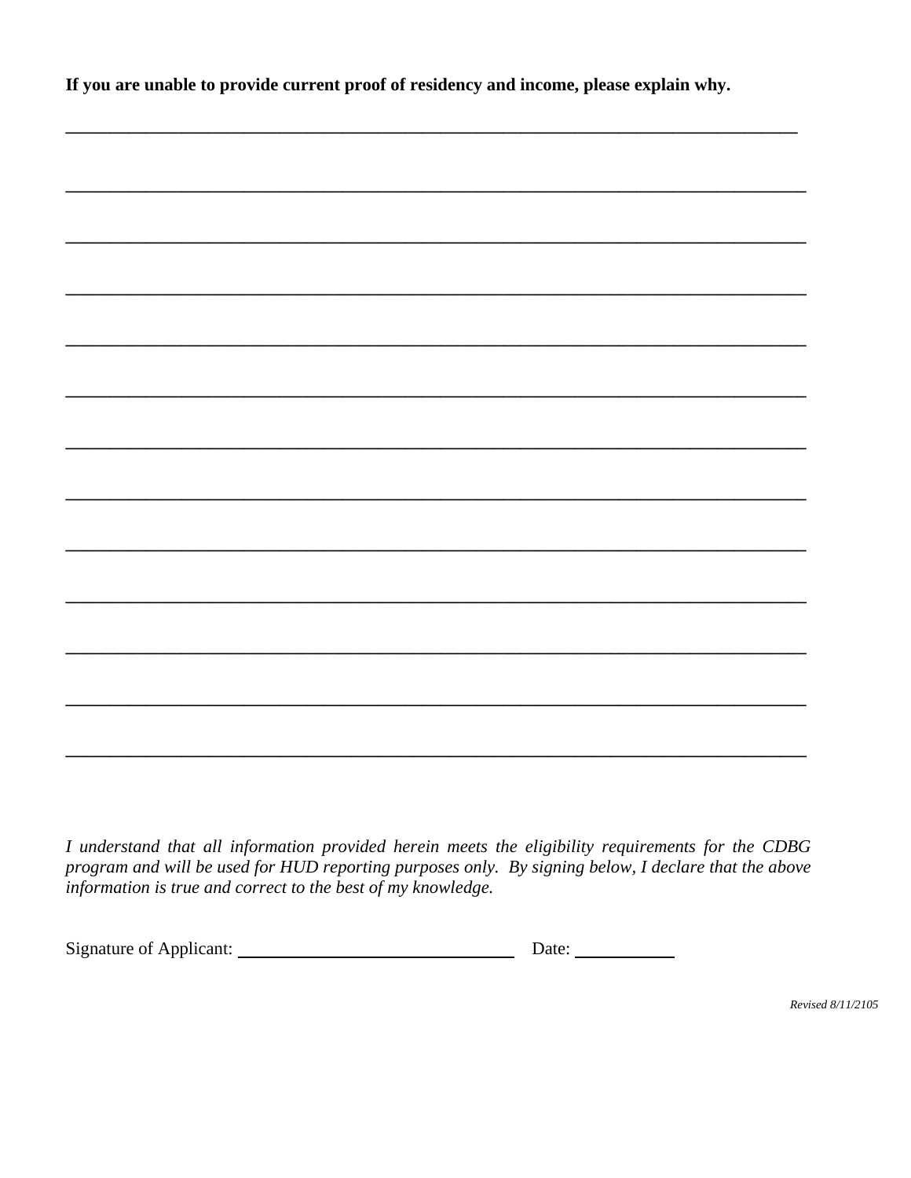**If you are unable to provide current proof of residency and income, please explain why.**

______________________________________________________________________________

______________________________________________________________________________

______________________________________________________________________________

______________________________________________________________________________

______________________________________________________________________________

______________________________________________________________________________

______________________________________________________________________________

______________________________________________________________________________

______________________________________________________________________________

______________________________________________________________________________

______________________________________________________________________________

______________________________________________________________________________

______________________________________________________________________________

*I understand that all information provided herein meets the eligibility requirements for the CDBG program and will be used for HUD reporting purposes only. By signing below, I declare that the above information is true and correct to the best of my knowledge.*

Signature of Applicant: ______________________________ Date: __________

*Revised 8/11/2105*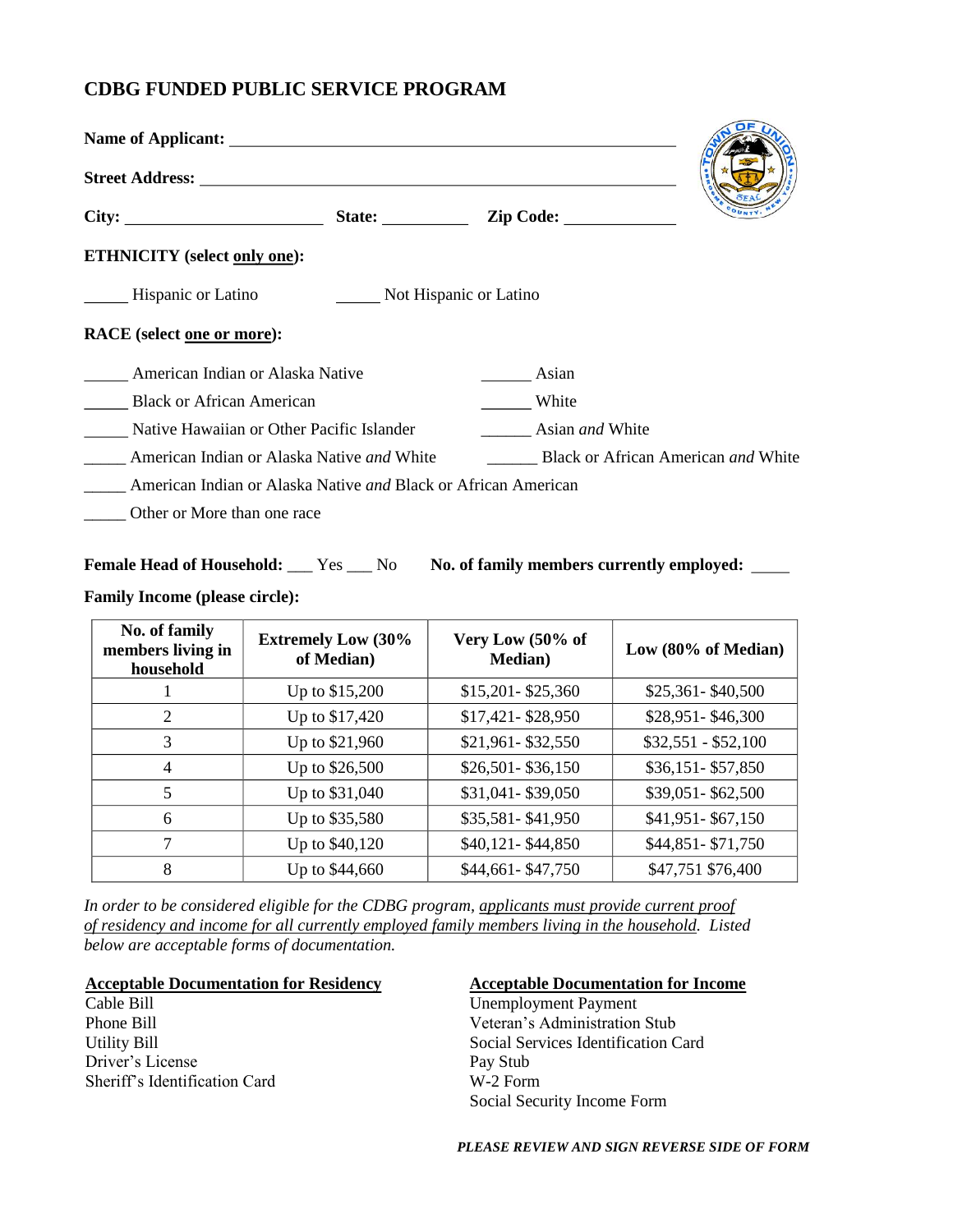# CDBG FUNDED PUBLIC SERVICE PROGRAM

**Name of Applicant:** ______________________________________________

**Street Address:** ______________________________________________

**City:** ______________________ **State:** __________ **Zip Code:** ____________

**ETHNICITY (select <u>only one</u>):**

_____ Hispanic or Latino _____ Not Hispanic or Latino

**RACE (select <u>one or more</u>):**

_____ American Indian or Alaska Native

_____ Asian

_____ Black or African American

_____ White

_____ Native Hawaiian or Other Pacific Islander

_____ Asian *and* White

_____ American Indian or Alaska Native *and* White

_____ Black or African American *and* White

_____ American Indian or Alaska Native *and* Black or African American

_____ Other or More than one race

**Female Head of Household:** ___ Yes ___ No **No. of family members currently employed:** ____

**Family Income (please circle):**

| No. of family members living in household | Extremely Low (30% of Median) | Very Low (50% of Median) | Low (80% of Median) |
|---|---|---|---|
| 1 | Up to $15,200 | $15,201- $25,360 | $25,361- $40,500 |
| 2 | Up to $17,420 | $17,421- $28,950 | $28,951- $46,300 |
| 3 | Up to $21,960 | $21,961- $32,550 | $32,551 - $52,100 |
| 4 | Up to $26,500 | $26,501- $36,150 | $36,151- $57,850 |
| 5 | Up to $31,040 | $31,041- $39,050 | $39,051- $62,500 |
| 6 | Up to $35,580 | $35,581- $41,950 | $41,951- $67,150 |
| 7 | Up to $40,120 | $40,121- $44,850 | $44,851- $71,750 |
| 8 | Up to $44,660 | $44,661- $47,750 | $47,751 $76,400 |

*In order to be considered eligible for the CDBG program, <u>applicants must provide current proof of residency and income for all currently employed family members living in the household</u>. Listed below are acceptable forms of documentation.*

**<u>Acceptable Documentation for Residency</u>**

Cable Bill
Phone Bill
Utility Bill
Driver's License
Sheriff's Identification Card

**<u>Acceptable Documentation for Income</u>**

Unemployment Payment
Veteran's Administration Stub
Social Services Identification Card
Pay Stub
W-2 Form
Social Security Income Form

***PLEASE REVIEW AND SIGN REVERSE SIDE OF FORM***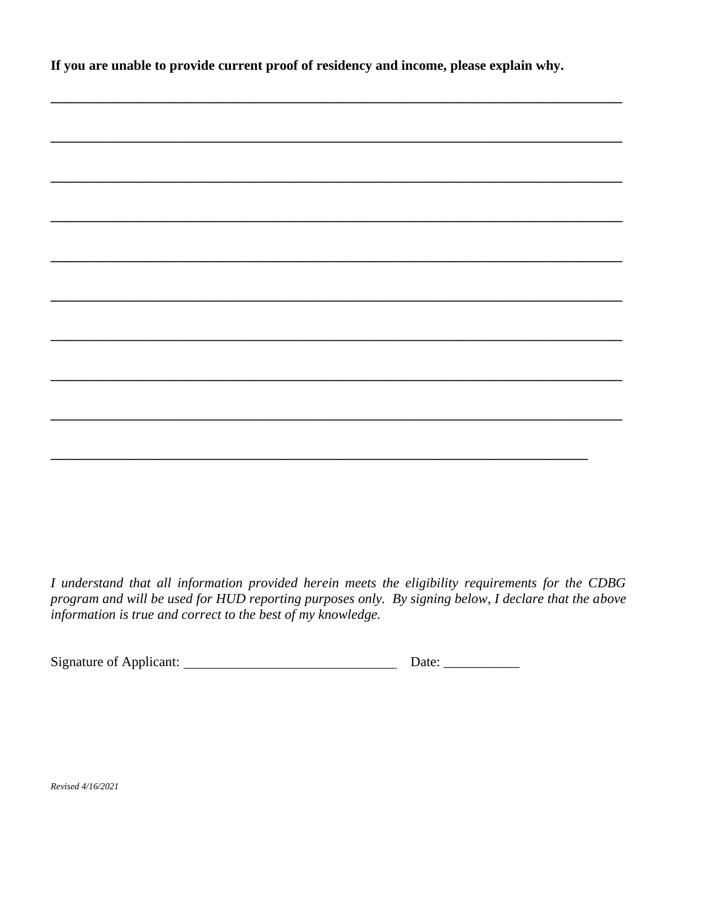**If you are unable to provide current proof of residency and income, please explain why.**

_____________________________________________________________________________

_____________________________________________________________________________

_____________________________________________________________________________

_____________________________________________________________________________

_____________________________________________________________________________

_____________________________________________________________________________

_____________________________________________________________________________

_____________________________________________________________________________

_____________________________________________________________________________

_________________________________________________________________________

*I understand that all information provided herein meets the eligibility requirements for the CDBG program and will be used for HUD reporting purposes only. By signing below, I declare that the above information is true and correct to the best of my knowledge.*

Signature of Applicant: ______________________________ Date: ___________

*Revised 4/16/2021*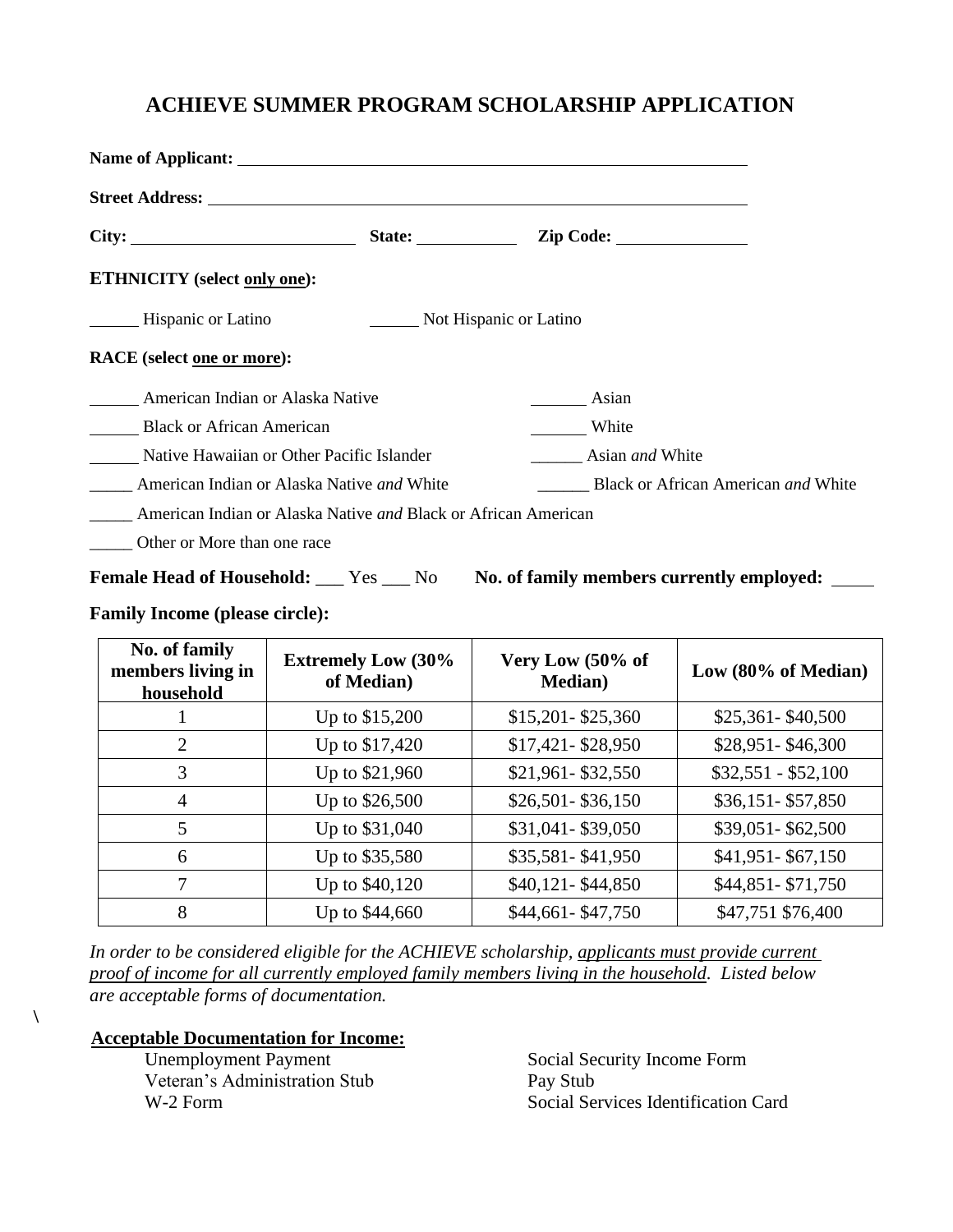# ACHIEVE SUMMER PROGRAM SCHOLARSHIP APPLICATION

**Name of Applicant:** ____________________________________________

**Street Address:** ____________________________________________

**City:** ____________________ **State:** __________ **Zip Code:** ____________

**ETHNICITY (select only one):**

_____ Hispanic or Latino _____ Not Hispanic or Latino

**RACE (select one or more):**

_____ American Indian or Alaska Native

_____ Asian

_____ Black or African American

_____ White

_____ Native Hawaiian or Other Pacific Islander

_____ Asian *and* White

_____ American Indian or Alaska Native *and* White

_____ Black or African American *and* White

_____ American Indian or Alaska Native *and* Black or African American

_____ Other or More than one race

**Female Head of Household:** ___ Yes ___ No **No. of family members currently employed:** ____

**Family Income (please circle):**

| No. of family members living in household | Extremely Low (30% of Median) | Very Low (50% of Median) | Low (80% of Median) |
|---|---|---|---|
| 1 | Up to $15,200 | $15,201- $25,360 | $25,361- $40,500 |
| 2 | Up to $17,420 | $17,421- $28,950 | $28,951- $46,300 |
| 3 | Up to $21,960 | $21,961- $32,550 | $32,551 - $52,100 |
| 4 | Up to $26,500 | $26,501- $36,150 | $36,151- $57,850 |
| 5 | Up to $31,040 | $31,041- $39,050 | $39,051- $62,500 |
| 6 | Up to $35,580 | $35,581- $41,950 | $41,951- $67,150 |
| 7 | Up to $40,120 | $40,121- $44,850 | $44,851- $71,750 |
| 8 | Up to $44,660 | $44,661- $47,750 | $47,751 $76,400 |

*In order to be considered eligible for the ACHIEVE scholarship, applicants must provide current proof of income for all currently employed family members living in the household. Listed below are acceptable forms of documentation.*

**Acceptable Documentation for Income:**

- Unemployment Payment
- Veteran's Administration Stub
- W-2 Form
- Social Security Income Form
- Pay Stub
- Social Services Identification Card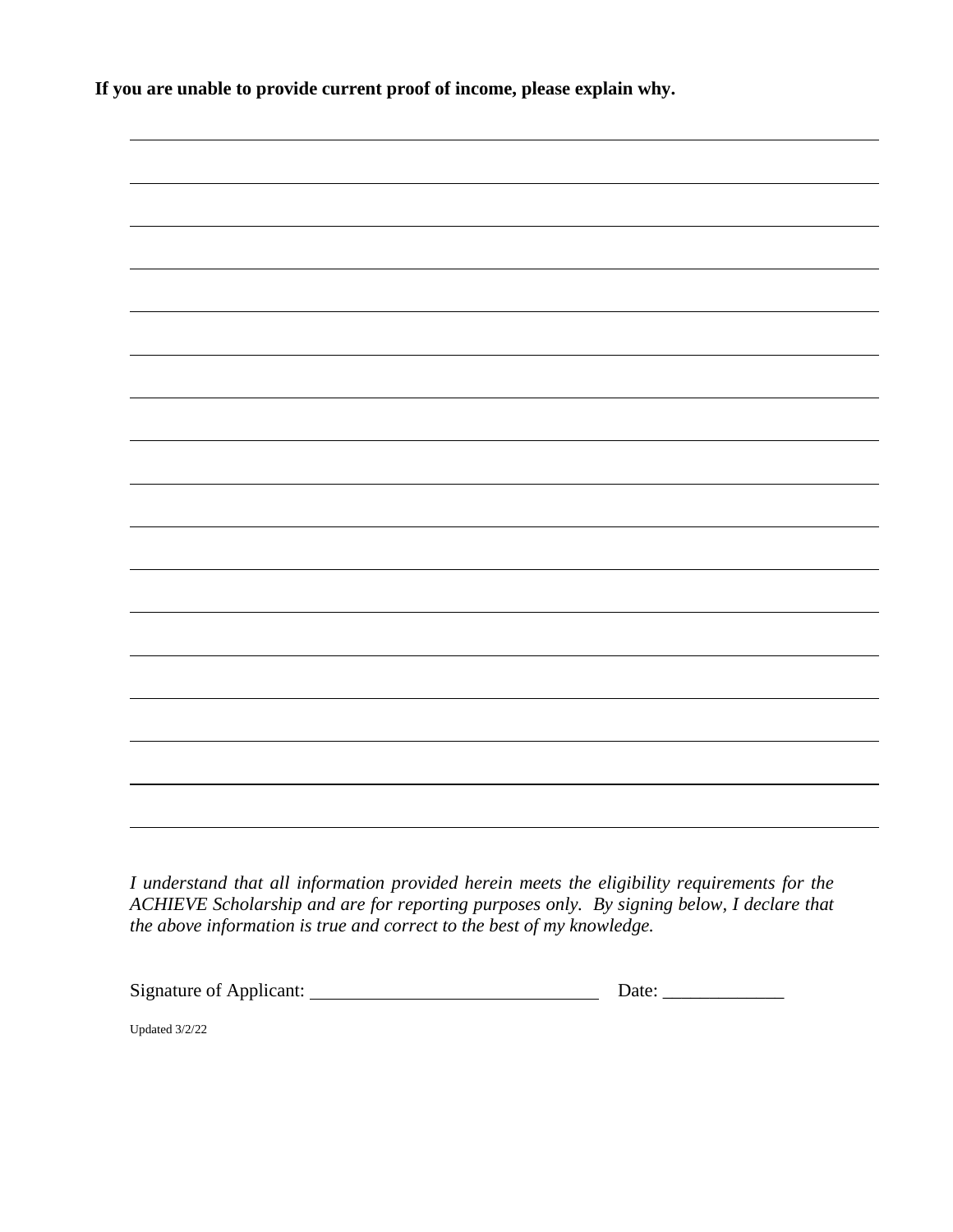**If you are unable to provide current proof of income, please explain why.**

_______________________________________________________________________________

_______________________________________________________________________________

_______________________________________________________________________________

_______________________________________________________________________________

_______________________________________________________________________________

_______________________________________________________________________________

_______________________________________________________________________________

_______________________________________________________________________________

_______________________________________________________________________________

_______________________________________________________________________________

_______________________________________________________________________________

_______________________________________________________________________________

_______________________________________________________________________________

_______________________________________________________________________________

_______________________________________________________________________________

_______________________________________________________________________________

*I understand that all information provided herein meets the eligibility requirements for the ACHIEVE Scholarship and are for reporting purposes only. By signing below, I declare that the above information is true and correct to the best of my knowledge.*

Signature of Applicant: ______________________________ Date: _____________

Updated 3/2/22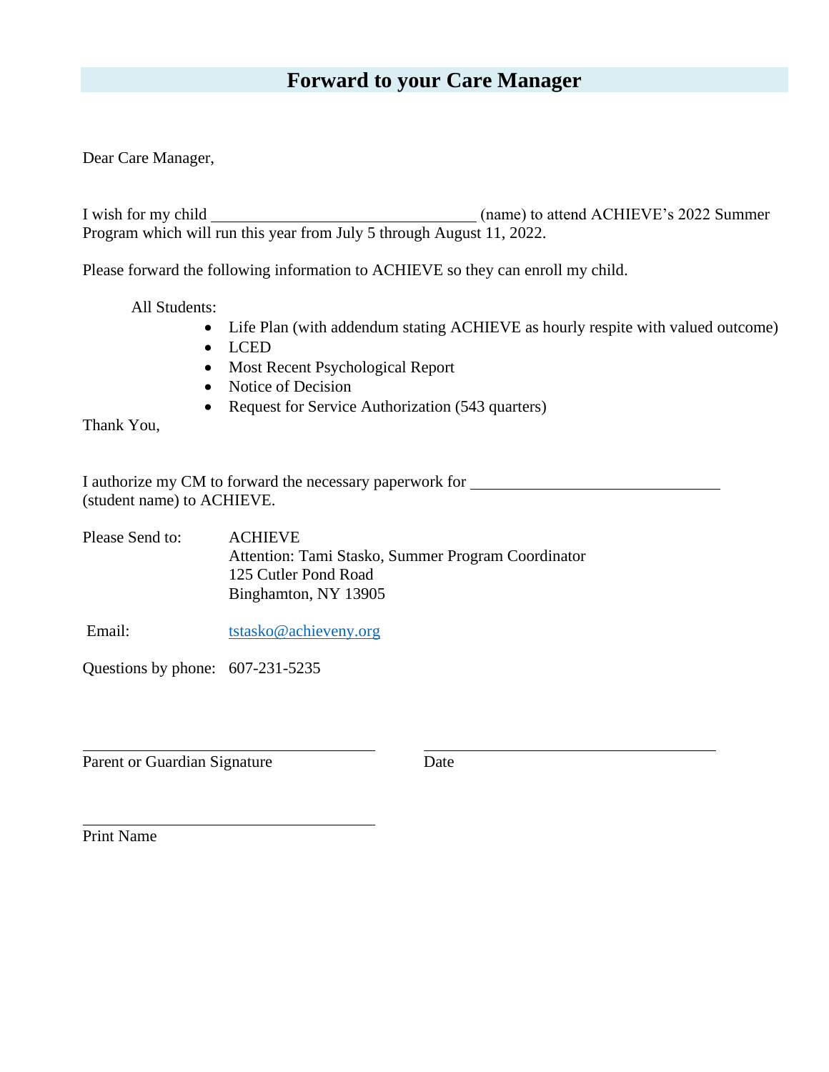# Forward to your Care Manager

Dear Care Manager,

I wish for my child ________________________________ (name) to attend ACHIEVE's 2022 Summer Program which will run this year from July 5 through August 11, 2022.

Please forward the following information to ACHIEVE so they can enroll my child.

All Students:

- Life Plan (with addendum stating ACHIEVE as hourly respite with valued outcome)
- LCED
- Most Recent Psychological Report
- Notice of Decision
- Request for Service Authorization (543 quarters)

Thank You,

I authorize my CM to forward the necessary paperwork for ________________________________ (student name) to ACHIEVE.

Please Send to: ACHIEVE
Attention: Tami Stasko, Summer Program Coordinator
125 Cutler Pond Road
Binghamton, NY 13905

Email: tstasko@achieveny.org

Questions by phone: 607-231-5235

________________________________ ________________________________
Parent or Guardian Signature Date

________________________________
Print Name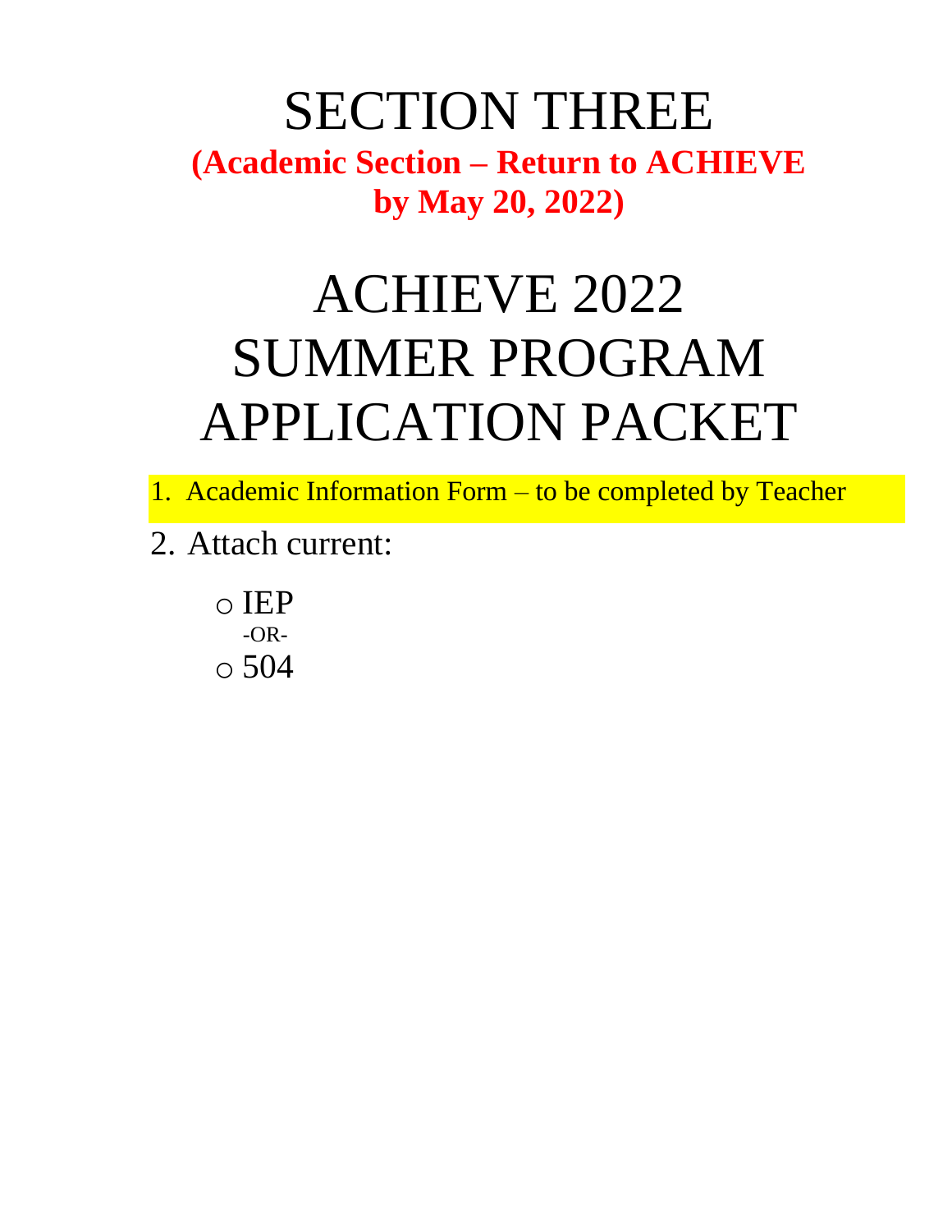# SECTION THREE

**(Academic Section – Return to ACHIEVE by May 20, 2022)**

# ACHIEVE 2022 SUMMER PROGRAM APPLICATION PACKET

1. Academic Information Form – to be completed by Teacher
2. Attach current:
   - IEP

     -OR-
   - 504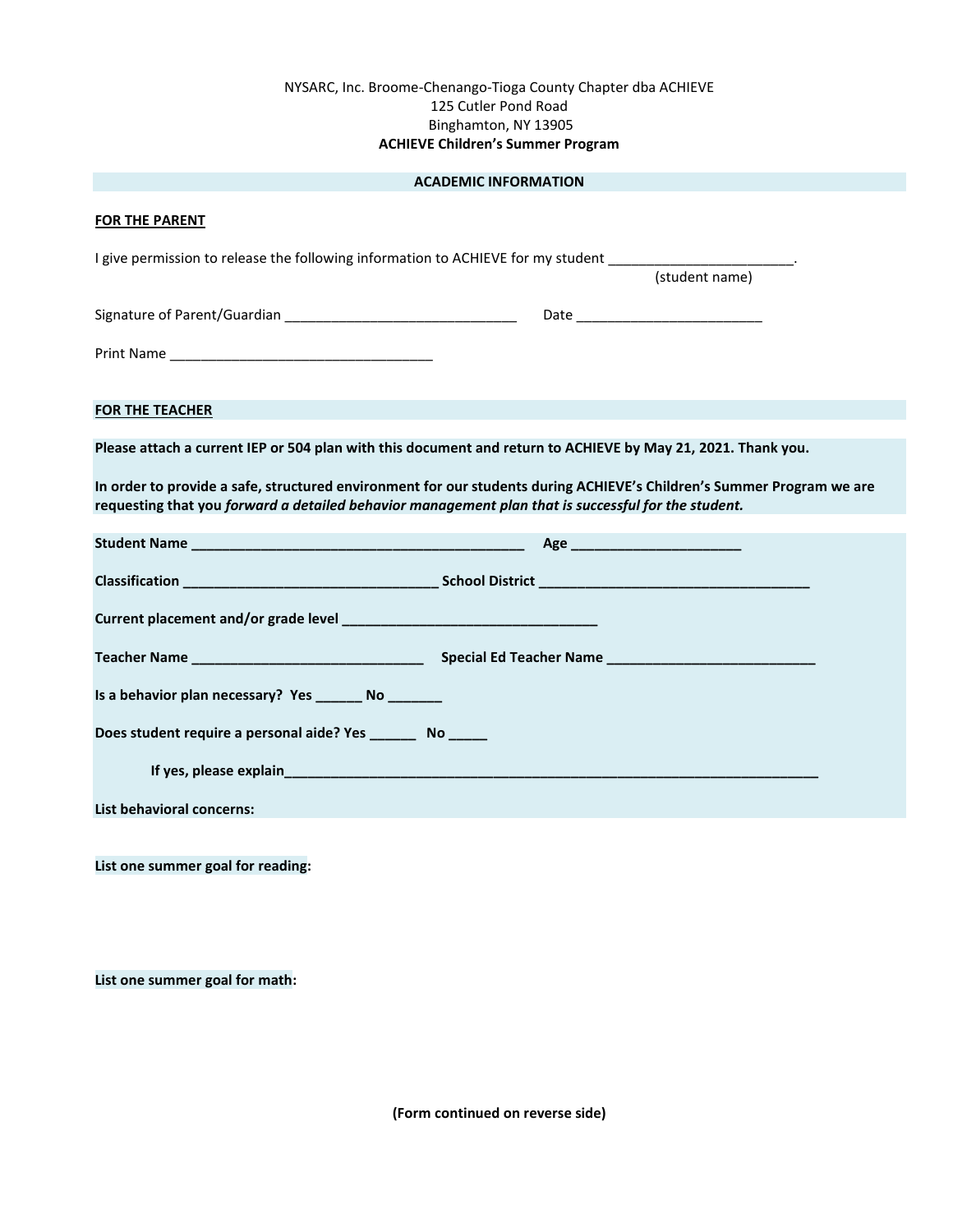NYSARC, Inc. Broome-Chenango-Tioga County Chapter dba ACHIEVE
125 Cutler Pond Road
Binghamton, NY 13905
**ACHIEVE Children's Summer Program**

## ACADEMIC INFORMATION

**FOR THE PARENT**

I give permission to release the following information to ACHIEVE for my student ________________________.
(student name)

Signature of Parent/Guardian ______________________________ Date ________________________

Print Name __________________________________

**FOR THE TEACHER**

**Please attach a current IEP or 504 plan with this document and return to ACHIEVE by May 21, 2021. Thank you.**

**In order to provide a safe, structured environment for our students during ACHIEVE's Children's Summer Program we are requesting that you *forward a detailed behavior management plan that is successful for the student.***

**Student Name** __________________________________________ **Age** ______________________

**Classification** ________________________________ **School District** __________________________________

**Current placement and/or grade level** ________________________________

**Teacher Name** ______________________________ **Special Ed Teacher Name** ___________________________

**Is a behavior plan necessary? Yes** ______ **No** _______

**Does student require a personal aide? Yes** ______ **No** _____

**If yes, please explain**______________________________________________________________________

**List behavioral concerns:**

**List one summer goal for reading:**

**List one summer goal for math:**

**(Form continued on reverse side)**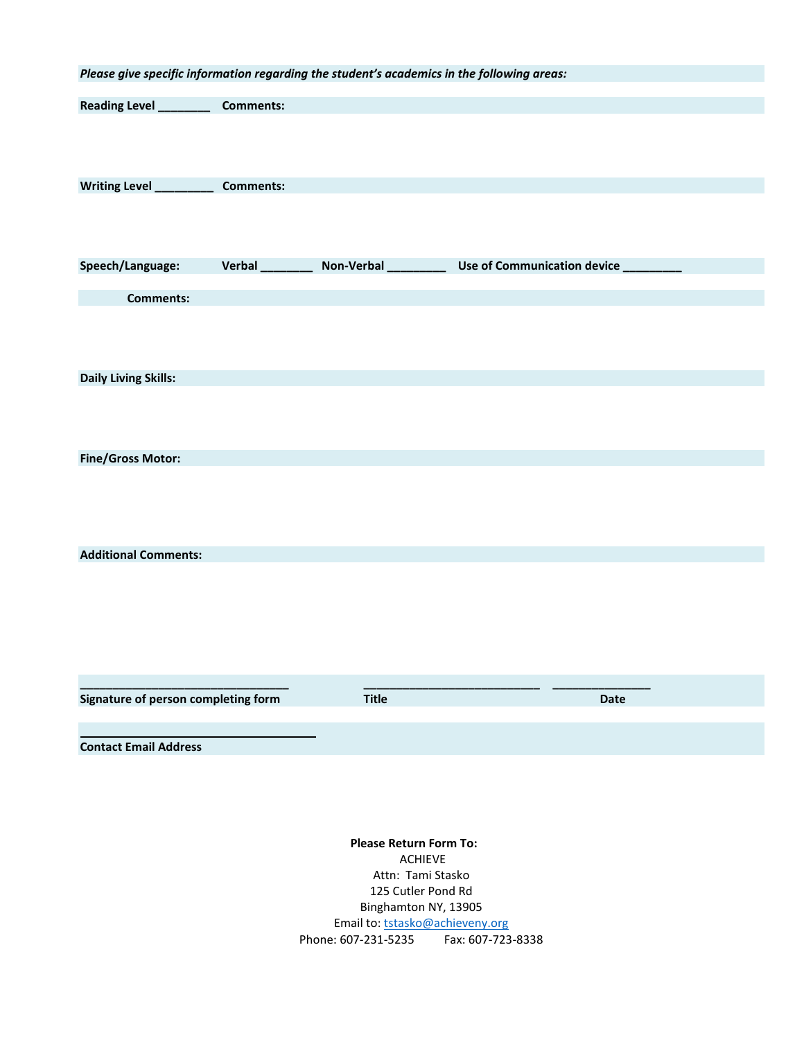***Please give specific information regarding the student's academics in the following areas:***

**Reading Level ________ Comments:**

**Writing Level _________ Comments:**

**Speech/Language: Verbal ________ Non-Verbal _________ Use of Communication device _________**

**Comments:**

**Daily Living Skills:**

**Fine/Gross Motor:**

**Additional Comments:**

_______________________________ ___________________________ _______________

**Signature of person completing form** **Title** **Date**

____________________________________

**Contact Email Address**

**Please Return Form To:**
ACHIEVE
Attn: Tami Stasko
125 Cutler Pond Rd
Binghamton NY, 13905
Email to: tstasko@achieveny.org
Phone: 607-231-5235 Fax: 607-723-8338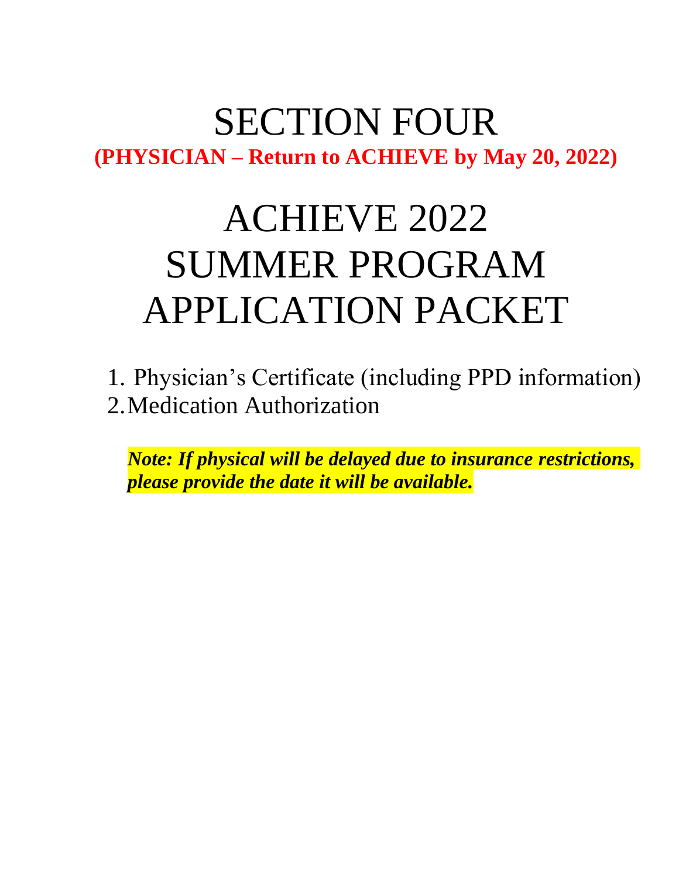# SECTION FOUR

**(PHYSICIAN – Return to ACHIEVE by May 20, 2022)**

# ACHIEVE 2022 SUMMER PROGRAM APPLICATION PACKET

1. Physician's Certificate (including PPD information)
2. Medication Authorization

***Note: If physical will be delayed due to insurance restrictions, please provide the date it will be available.***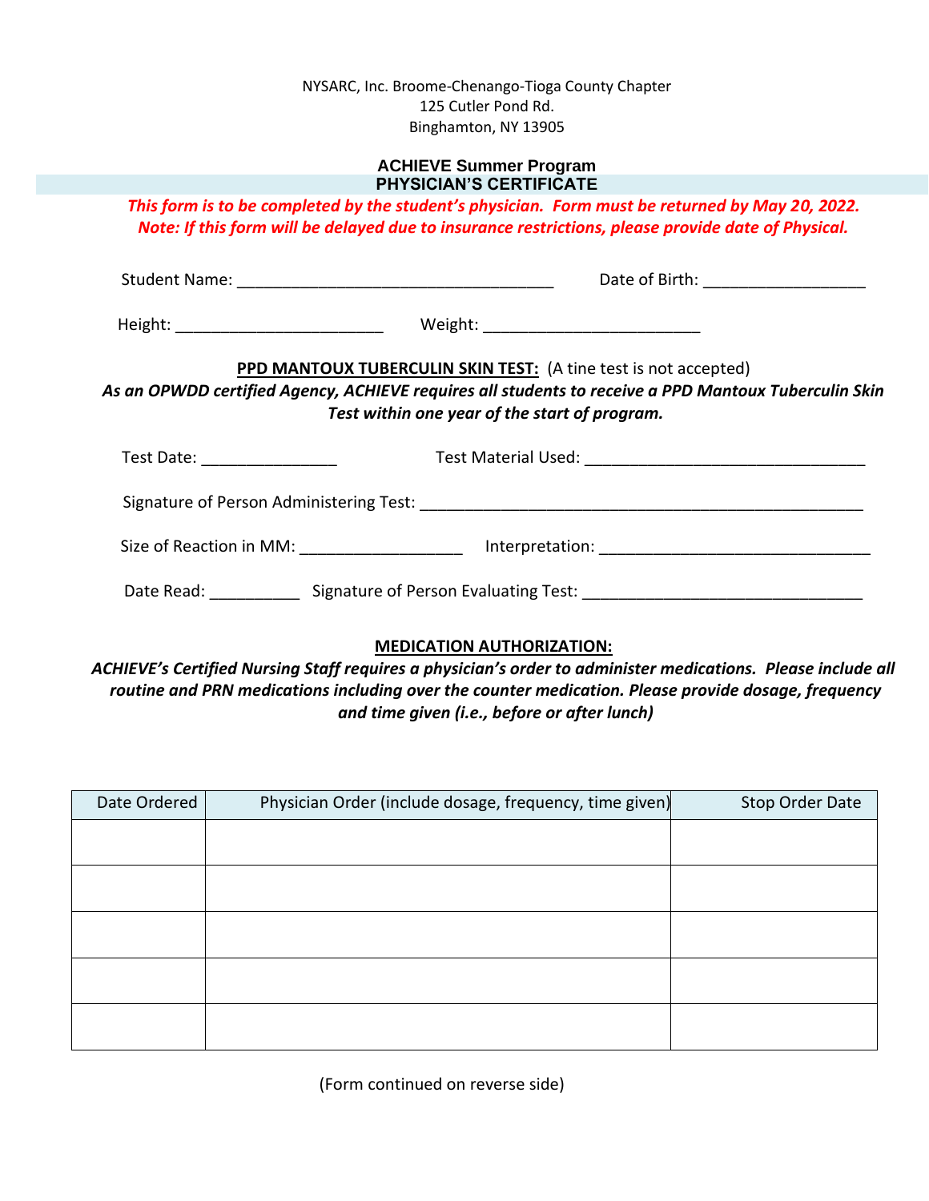NYSARC, Inc. Broome-Chenango-Tioga County Chapter
125 Cutler Pond Rd.
Binghamton, NY 13905

## ACHIEVE Summer Program
## PHYSICIAN'S CERTIFICATE

***This form is to be completed by the student's physician. Form must be returned by May 20, 2022.***
***Note: If this form will be delayed due to insurance restrictions, please provide date of Physical.***

Student Name: ___________________________________ Date of Birth: _________________

Height: ______________________ Weight: _______________________

**PPD MANTOUX TUBERCULIN SKIN TEST:** (A tine test is not accepted)

***As an OPWDD certified Agency, ACHIEVE requires all students to receive a PPD Mantoux Tuberculin Skin Test within one year of the start of program.***

Test Date: ______________ Test Material Used: ______________________________

Signature of Person Administering Test: _______________________________________________

Size of Reaction in MM: _________________ Interpretation: _____________________________

Date Read: __________ Signature of Person Evaluating Test: ______________________________

**MEDICATION AUTHORIZATION:**

***ACHIEVE's Certified Nursing Staff requires a physician's order to administer medications. Please include all routine and PRN medications including over the counter medication. Please provide dosage, frequency and time given (i.e., before or after lunch)***

| Date Ordered | Physician Order (include dosage, frequency, time given) | Stop Order Date |
|---|---|---|
| | | |
| | | |
| | | |
| | | |
| | | |

(Form continued on reverse side)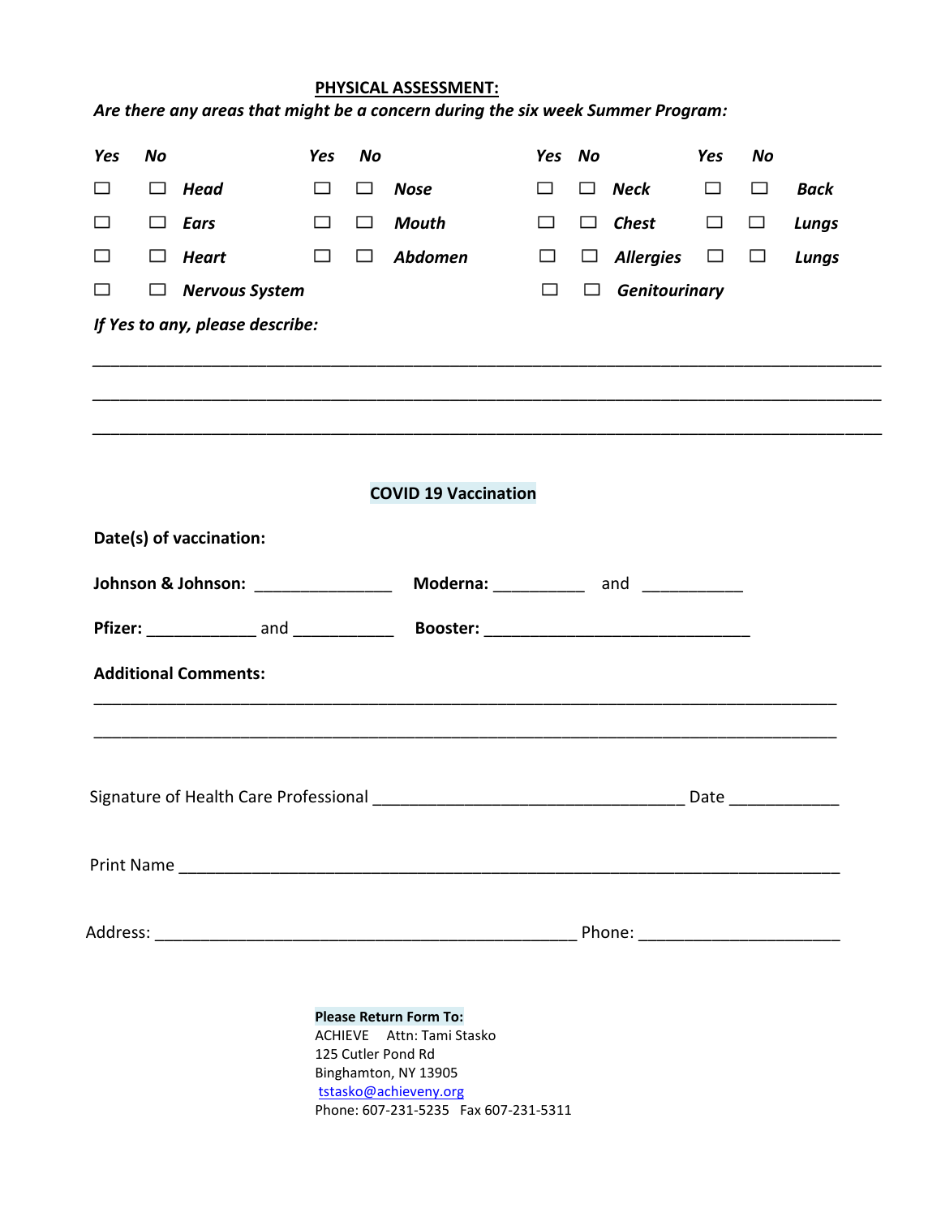## PHYSICAL ASSESSMENT:

*Are there any areas that might be a concern during the six week Summer Program:*

| Yes | No | | Yes | No | | Yes | No | | Yes | No | |
|---|---|---|---|---|---|---|---|---|---|---|---|
| ☐ | ☐ | ***Head*** | ☐ | ☐ | ***Nose*** | ☐ | ☐ | ***Neck*** | ☐ | ☐ | ***Back*** |
| ☐ | ☐ | ***Ears*** | ☐ | ☐ | ***Mouth*** | ☐ | ☐ | ***Chest*** | ☐ | ☐ | ***Lungs*** |
| ☐ | ☐ | ***Heart*** | ☐ | ☐ | ***Abdomen*** | ☐ | ☐ | ***Allergies*** | ☐ | ☐ | ***Lungs*** |
| ☐ | ☐ | ***Nervous System*** | | | | ☐ | ☐ | ***Genitourinary*** | | | |

***If Yes to any, please describe:***

_______________________________________________________________________________

_______________________________________________________________________________

_______________________________________________________________________________

## COVID 19 Vaccination

**Date(s) of vaccination:**

**Johnson & Johnson:** _______________ **Moderna:** __________ and ___________

**Pfizer:** ____________ and ___________ **Booster:** ______________________________

**Additional Comments:**

_______________________________________________________________________________

_______________________________________________________________________________

Signature of Health Care Professional __________________________________ Date ____________

Print Name ___________________________________________________________________________

Address: _______________________________________________ Phone: ______________________

**Please Return Form To:**
ACHIEVE Attn: Tami Stasko
125 Cutler Pond Rd
Binghamton, NY 13905
tstasko@achieveny.org
Phone: 607-231-5235 Fax 607-231-5311